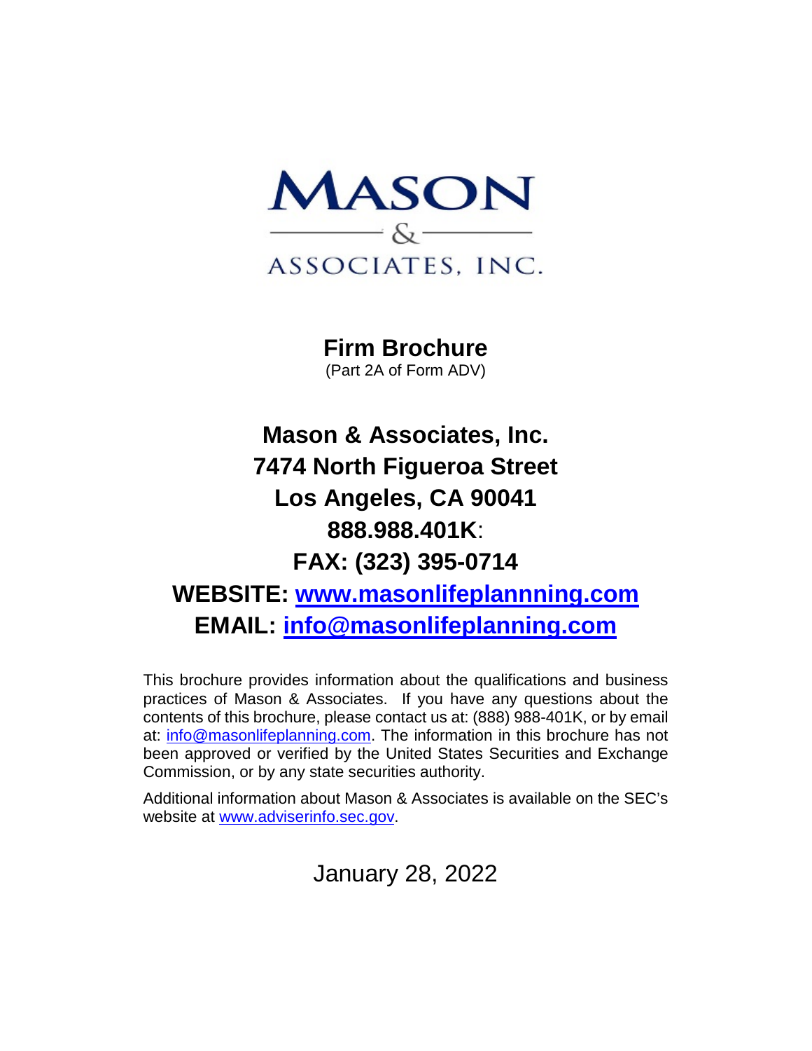# MASON & ASSOCIATES, INC.

## Firm Brochure

(Part 2A of Form ADV)

## Mason & Associates, Inc.
## 7474 North Figueroa Street
## Los Angeles, CA 90041
## 888.988.401K:
## FAX: (323) 395-0714
## WEBSITE: www.masonlifeplannning.com
## EMAIL: info@masonlifeplanning.com

This brochure provides information about the qualifications and business practices of Mason & Associates. If you have any questions about the contents of this brochure, please contact us at: (888) 988-401K, or by email at: info@masonlifeplanning.com. The information in this brochure has not been approved or verified by the United States Securities and Exchange Commission, or by any state securities authority.

Additional information about Mason & Associates is available on the SEC's website at www.adviserinfo.sec.gov.

January 28, 2022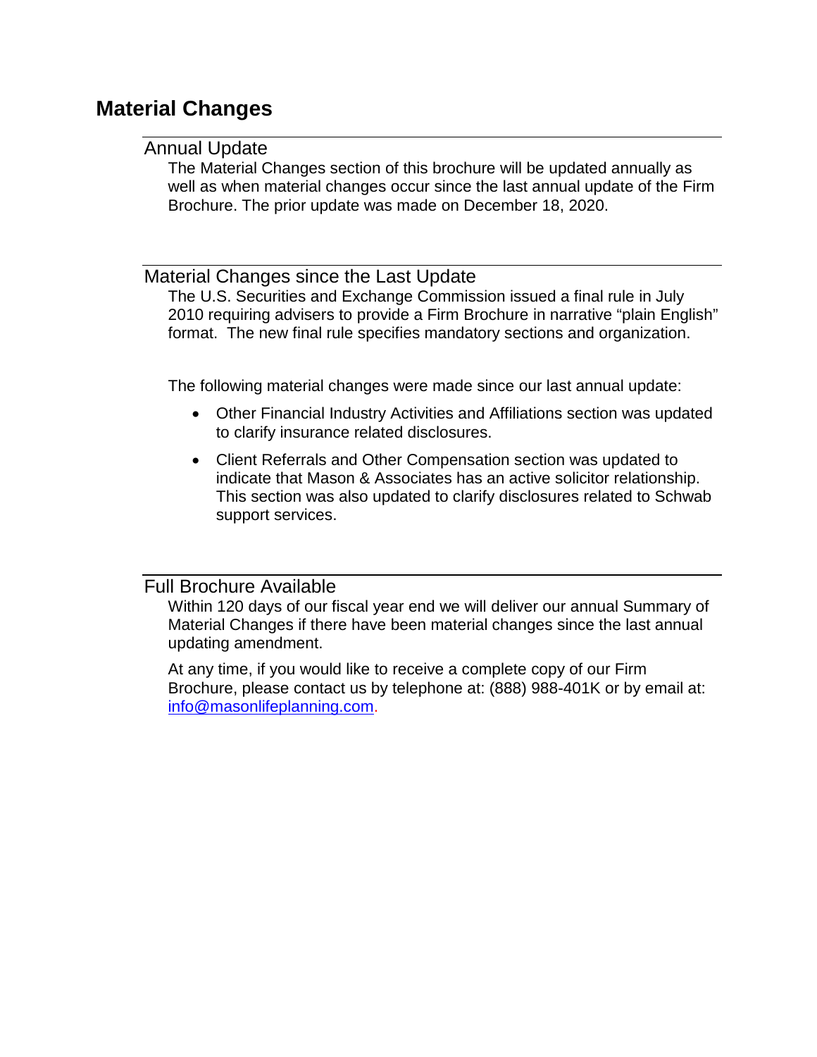# Material Changes

## Annual Update

The Material Changes section of this brochure will be updated annually as well as when material changes occur since the last annual update of the Firm Brochure. The prior update was made on December 18, 2020.

## Material Changes since the Last Update

The U.S. Securities and Exchange Commission issued a final rule in July 2010 requiring advisers to provide a Firm Brochure in narrative "plain English" format. The new final rule specifies mandatory sections and organization.

The following material changes were made since our last annual update:

- Other Financial Industry Activities and Affiliations section was updated to clarify insurance related disclosures.
- Client Referrals and Other Compensation section was updated to indicate that Mason & Associates has an active solicitor relationship. This section was also updated to clarify disclosures related to Schwab support services.

## Full Brochure Available

Within 120 days of our fiscal year end we will deliver our annual Summary of Material Changes if there have been material changes since the last annual updating amendment.

At any time, if you would like to receive a complete copy of our Firm Brochure, please contact us by telephone at: (888) 988-401K or by email at: info@masonlifeplanning.com.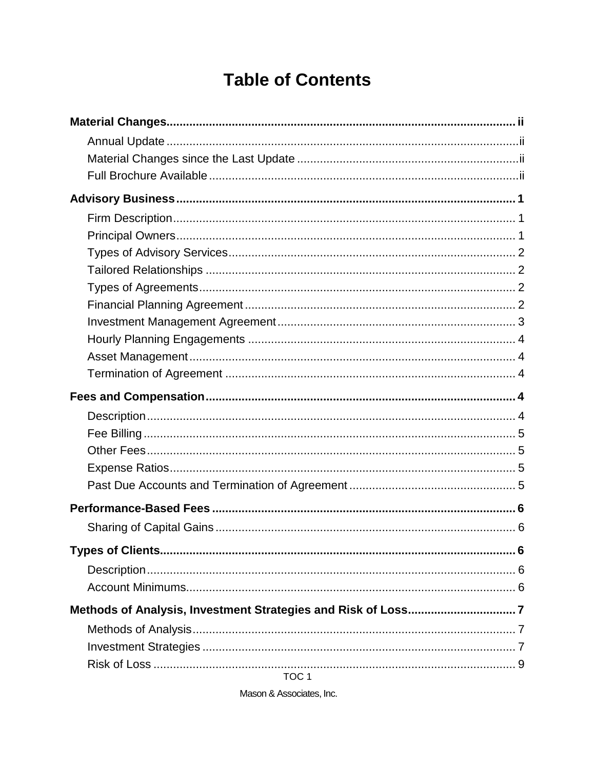# Table of Contents

**Material Changes** .......... **ii**

- Annual Update .......... ii
- Material Changes since the Last Update .......... ii
- Full Brochure Available .......... ii

**Advisory Business** .......... **1**

- Firm Description .......... 1
- Principal Owners .......... 1
- Types of Advisory Services .......... 2
- Tailored Relationships .......... 2
- Types of Agreements .......... 2
- Financial Planning Agreement .......... 2
- Investment Management Agreement .......... 3
- Hourly Planning Engagements .......... 4
- Asset Management .......... 4
- Termination of Agreement .......... 4

**Fees and Compensation** .......... **4**

- Description .......... 4
- Fee Billing .......... 5
- Other Fees .......... 5
- Expense Ratios .......... 5
- Past Due Accounts and Termination of Agreement .......... 5

**Performance-Based Fees** .......... **6**

- Sharing of Capital Gains .......... 6

**Types of Clients** .......... **6**

- Description .......... 6
- Account Minimums .......... 6

**Methods of Analysis, Investment Strategies and Risk of Loss** .......... **7**

- Methods of Analysis .......... 7
- Investment Strategies .......... 7
- Risk of Loss .......... 9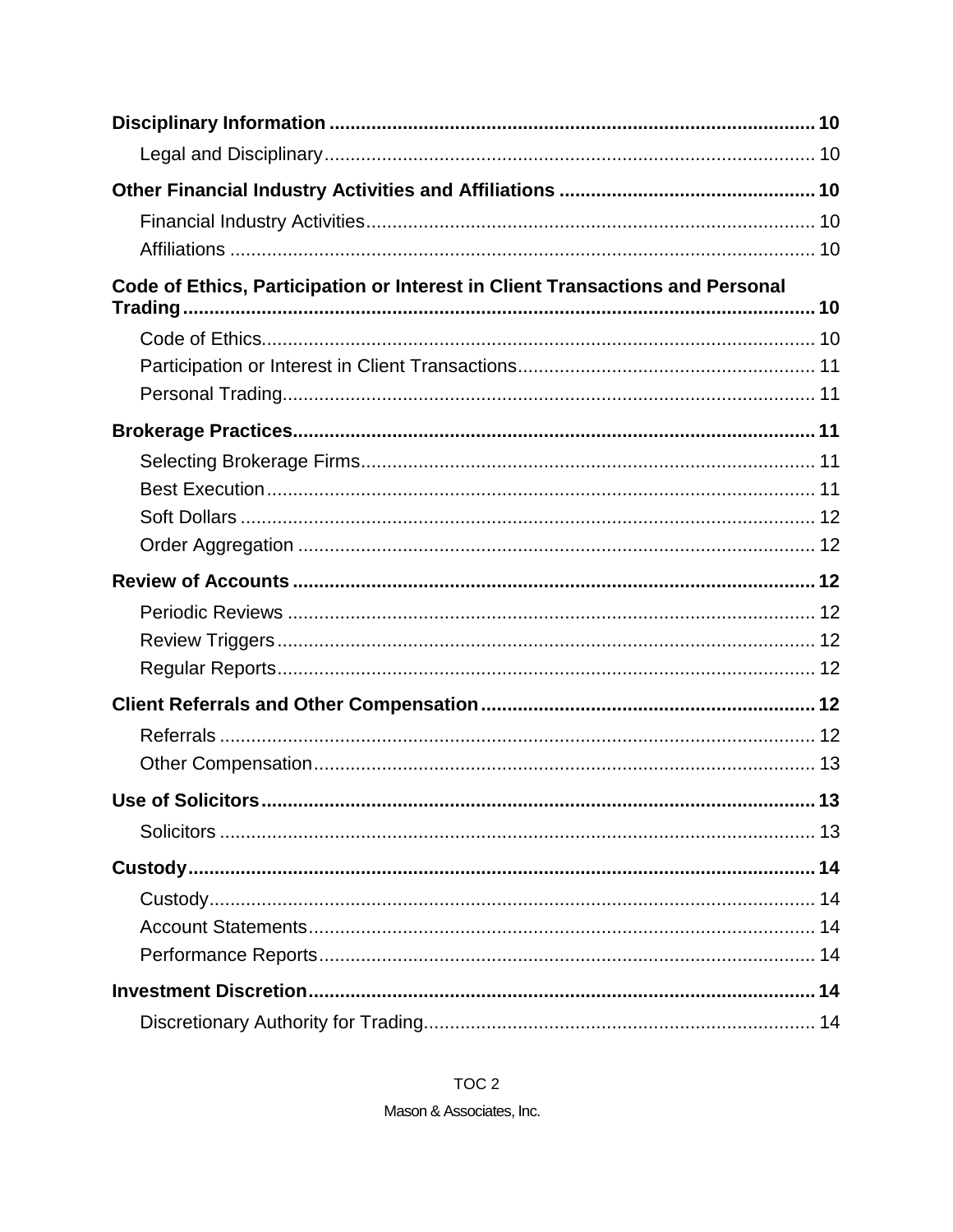**Disciplinary Information** .......... 10

Legal and Disciplinary .......... 10

**Other Financial Industry Activities and Affiliations** .......... 10

Financial Industry Activities .......... 10

Affiliations .......... 10

**Code of Ethics, Participation or Interest in Client Transactions and Personal Trading** .......... 10

Code of Ethics .......... 10

Participation or Interest in Client Transactions .......... 11

Personal Trading .......... 11

**Brokerage Practices** .......... 11

Selecting Brokerage Firms .......... 11

Best Execution .......... 11

Soft Dollars .......... 12

Order Aggregation .......... 12

**Review of Accounts** .......... 12

Periodic Reviews .......... 12

Review Triggers .......... 12

Regular Reports .......... 12

**Client Referrals and Other Compensation** .......... 12

Referrals .......... 12

Other Compensation .......... 13

**Use of Solicitors** .......... 13

Solicitors .......... 13

**Custody** .......... 14

Custody .......... 14

Account Statements .......... 14

Performance Reports .......... 14

**Investment Discretion** .......... 14

Discretionary Authority for Trading .......... 14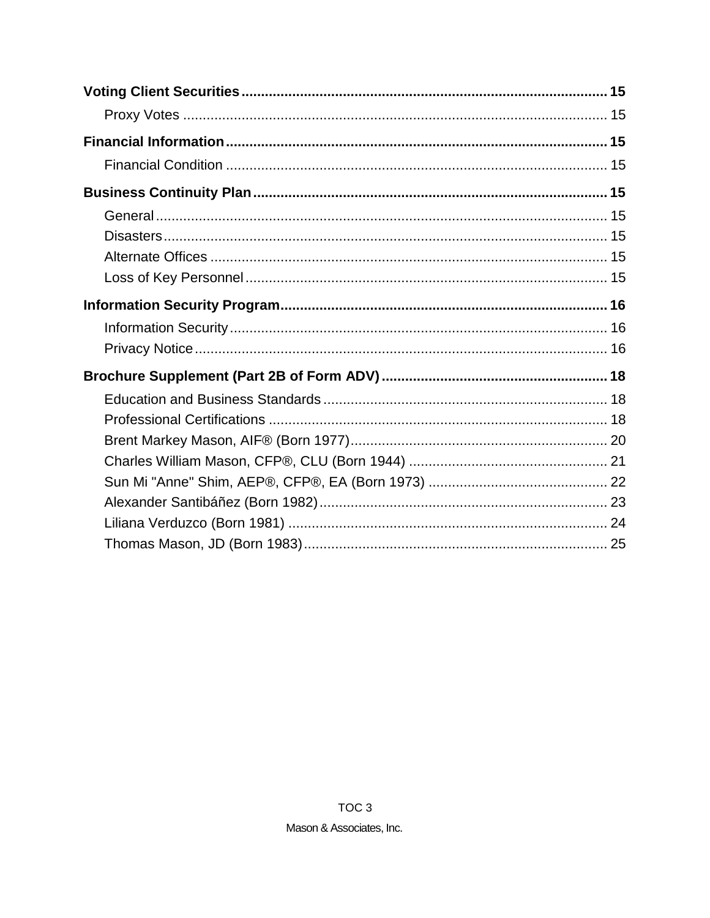**Voting Client Securities** .......... **15**

Proxy Votes .......... 15

**Financial Information** .......... **15**

Financial Condition .......... 15

**Business Continuity Plan** .......... **15**

General .......... 15

Disasters .......... 15

Alternate Offices .......... 15

Loss of Key Personnel .......... 15

**Information Security Program** .......... **16**

Information Security .......... 16

Privacy Notice .......... 16

**Brochure Supplement (Part 2B of Form ADV)** .......... **18**

Education and Business Standards .......... 18

Professional Certifications .......... 18

Brent Markey Mason, AIF® (Born 1977) .......... 20

Charles William Mason, CFP®, CLU (Born 1944) .......... 21

Sun Mi "Anne" Shim, AEP®, CFP®, EA (Born 1973) .......... 22

Alexander Santibáñez (Born 1982) .......... 23

Liliana Verduzco (Born 1981) .......... 24

Thomas Mason, JD (Born 1983) .......... 25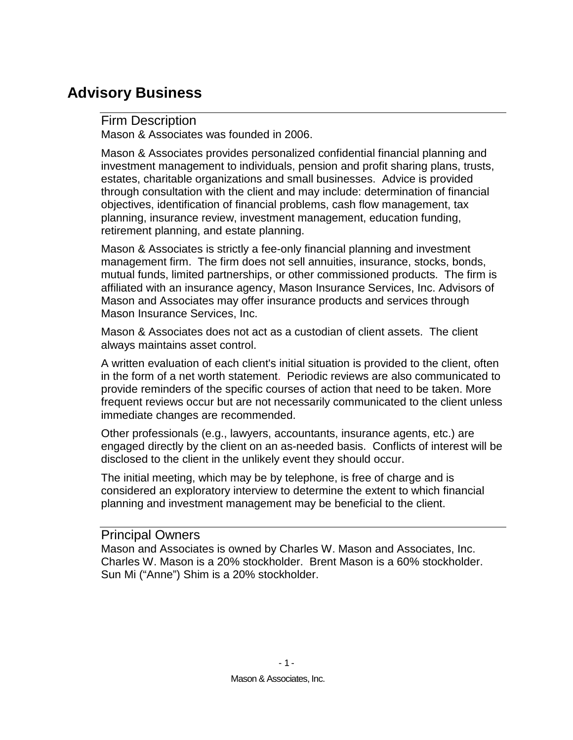# Advisory Business

## Firm Description

Mason & Associates was founded in 2006.

Mason & Associates provides personalized confidential financial planning and investment management to individuals, pension and profit sharing plans, trusts, estates, charitable organizations and small businesses. Advice is provided through consultation with the client and may include: determination of financial objectives, identification of financial problems, cash flow management, tax planning, insurance review, investment management, education funding, retirement planning, and estate planning.

Mason & Associates is strictly a fee-only financial planning and investment management firm. The firm does not sell annuities, insurance, stocks, bonds, mutual funds, limited partnerships, or other commissioned products. The firm is affiliated with an insurance agency, Mason Insurance Services, Inc. Advisors of Mason and Associates may offer insurance products and services through Mason Insurance Services, Inc.

Mason & Associates does not act as a custodian of client assets. The client always maintains asset control.

A written evaluation of each client's initial situation is provided to the client, often in the form of a net worth statement. Periodic reviews are also communicated to provide reminders of the specific courses of action that need to be taken. More frequent reviews occur but are not necessarily communicated to the client unless immediate changes are recommended.

Other professionals (e.g., lawyers, accountants, insurance agents, etc.) are engaged directly by the client on an as-needed basis. Conflicts of interest will be disclosed to the client in the unlikely event they should occur.

The initial meeting, which may be by telephone, is free of charge and is considered an exploratory interview to determine the extent to which financial planning and investment management may be beneficial to the client.

## Principal Owners

Mason and Associates is owned by Charles W. Mason and Associates, Inc. Charles W. Mason is a 20% stockholder. Brent Mason is a 60% stockholder. Sun Mi ("Anne") Shim is a 20% stockholder.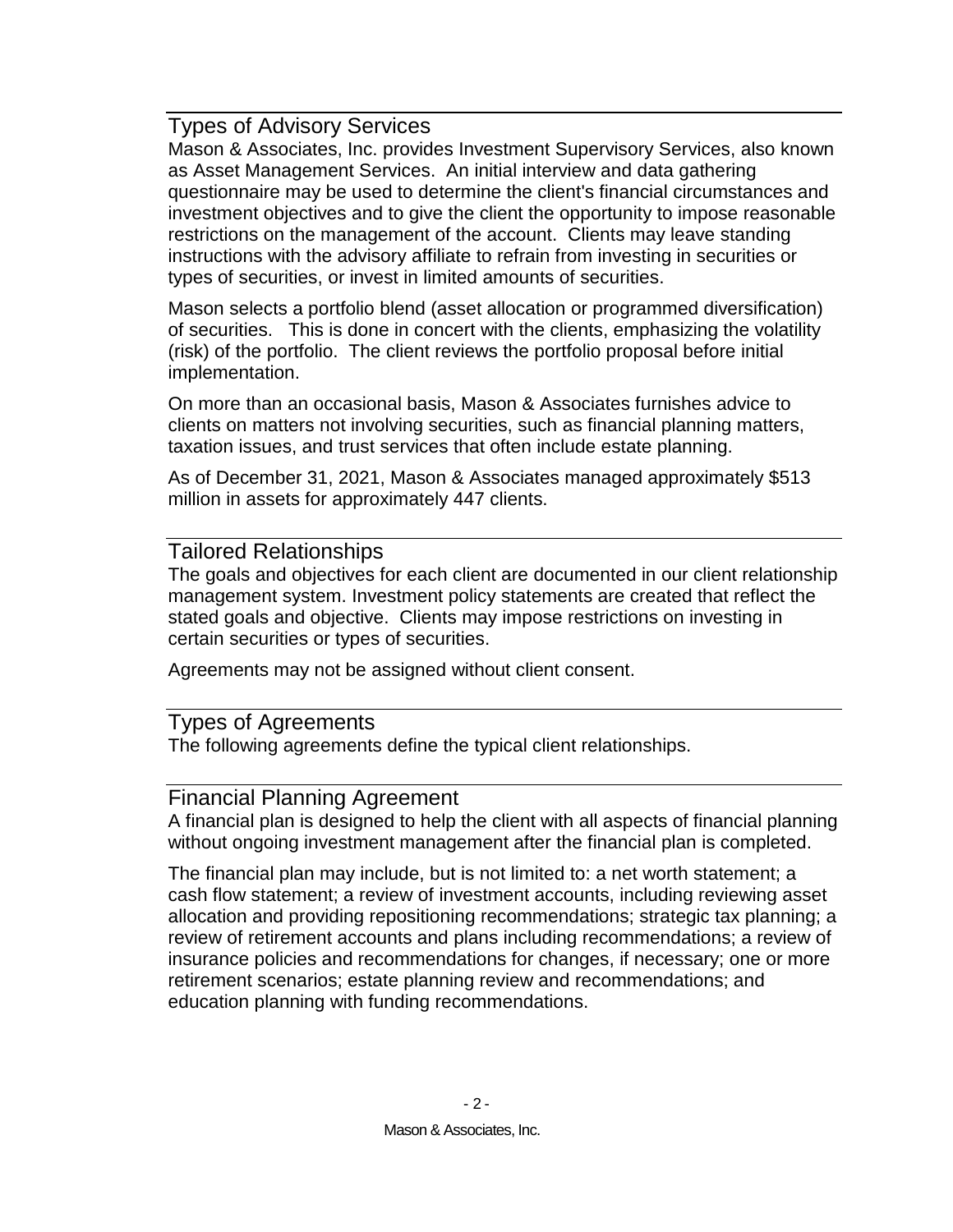## Types of Advisory Services

Mason & Associates, Inc. provides Investment Supervisory Services, also known as Asset Management Services. An initial interview and data gathering questionnaire may be used to determine the client's financial circumstances and investment objectives and to give the client the opportunity to impose reasonable restrictions on the management of the account. Clients may leave standing instructions with the advisory affiliate to refrain from investing in securities or types of securities, or invest in limited amounts of securities.

Mason selects a portfolio blend (asset allocation or programmed diversification) of securities. This is done in concert with the clients, emphasizing the volatility (risk) of the portfolio. The client reviews the portfolio proposal before initial implementation.

On more than an occasional basis, Mason & Associates furnishes advice to clients on matters not involving securities, such as financial planning matters, taxation issues, and trust services that often include estate planning.

As of December 31, 2021, Mason & Associates managed approximately $513 million in assets for approximately 447 clients.

## Tailored Relationships

The goals and objectives for each client are documented in our client relationship management system. Investment policy statements are created that reflect the stated goals and objective. Clients may impose restrictions on investing in certain securities or types of securities.

Agreements may not be assigned without client consent.

## Types of Agreements

The following agreements define the typical client relationships.

## Financial Planning Agreement

A financial plan is designed to help the client with all aspects of financial planning without ongoing investment management after the financial plan is completed.

The financial plan may include, but is not limited to: a net worth statement; a cash flow statement; a review of investment accounts, including reviewing asset allocation and providing repositioning recommendations; strategic tax planning; a review of retirement accounts and plans including recommendations; a review of insurance policies and recommendations for changes, if necessary; one or more retirement scenarios; estate planning review and recommendations; and education planning with funding recommendations.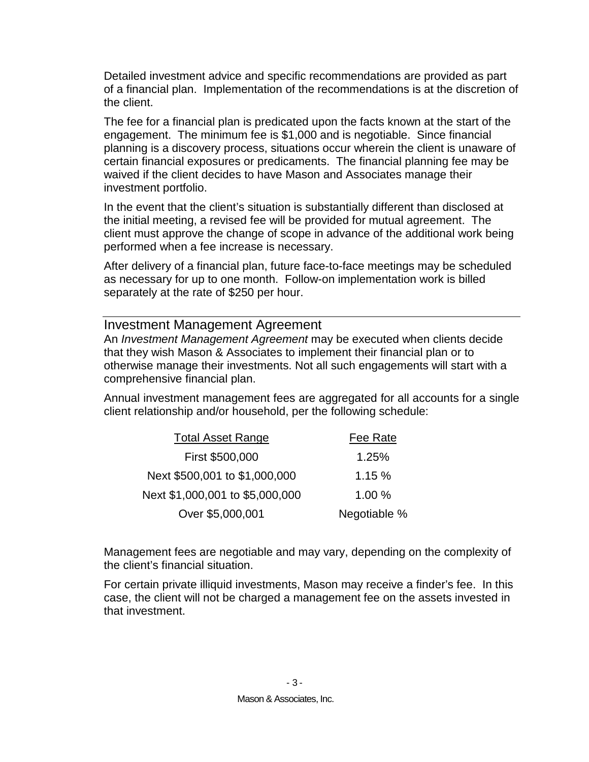Detailed investment advice and specific recommendations are provided as part of a financial plan. Implementation of the recommendations is at the discretion of the client.

The fee for a financial plan is predicated upon the facts known at the start of the engagement. The minimum fee is $1,000 and is negotiable. Since financial planning is a discovery process, situations occur wherein the client is unaware of certain financial exposures or predicaments. The financial planning fee may be waived if the client decides to have Mason and Associates manage their investment portfolio.

In the event that the client's situation is substantially different than disclosed at the initial meeting, a revised fee will be provided for mutual agreement. The client must approve the change of scope in advance of the additional work being performed when a fee increase is necessary.

After delivery of a financial plan, future face-to-face meetings may be scheduled as necessary for up to one month. Follow-on implementation work is billed separately at the rate of $250 per hour.

## Investment Management Agreement

An *Investment Management Agreement* may be executed when clients decide that they wish Mason & Associates to implement their financial plan or to otherwise manage their investments. Not all such engagements will start with a comprehensive financial plan.

Annual investment management fees are aggregated for all accounts for a single client relationship and/or household, per the following schedule:

| Total Asset Range | Fee Rate |
|---|---|
| First $500,000 | 1.25% |
| Next $500,001 to $1,000,000 | 1.15 % |
| Next $1,000,001 to $5,000,000 | 1.00 % |
| Over $5,000,001 | Negotiable % |

Management fees are negotiable and may vary, depending on the complexity of the client's financial situation.

For certain private illiquid investments, Mason may receive a finder's fee. In this case, the client will not be charged a management fee on the assets invested in that investment.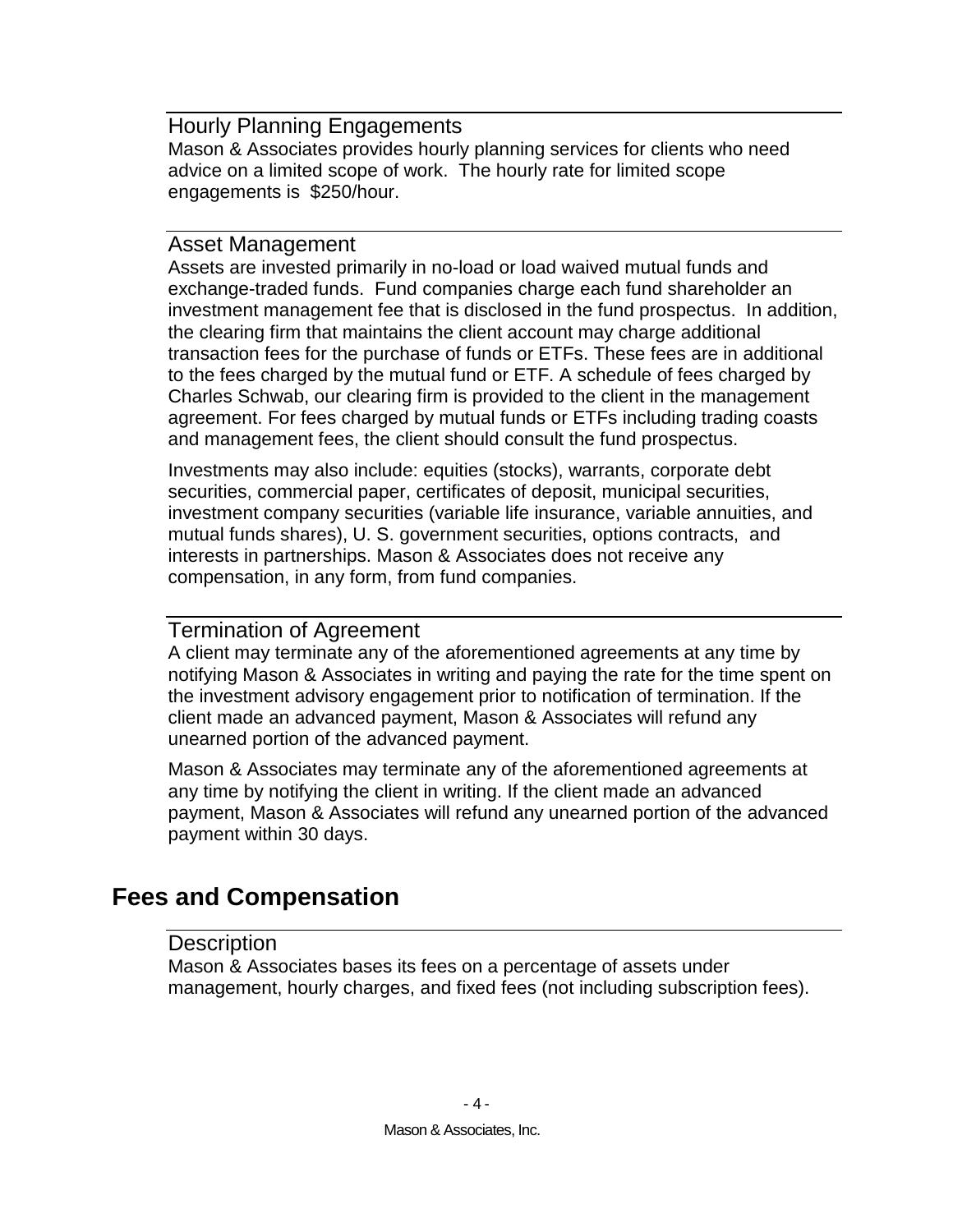### Hourly Planning Engagements

Mason & Associates provides hourly planning services for clients who need advice on a limited scope of work. The hourly rate for limited scope engagements is $250/hour.

### Asset Management

Assets are invested primarily in no-load or load waived mutual funds and exchange-traded funds. Fund companies charge each fund shareholder an investment management fee that is disclosed in the fund prospectus. In addition, the clearing firm that maintains the client account may charge additional transaction fees for the purchase of funds or ETFs. These fees are in additional to the fees charged by the mutual fund or ETF. A schedule of fees charged by Charles Schwab, our clearing firm is provided to the client in the management agreement. For fees charged by mutual funds or ETFs including trading coasts and management fees, the client should consult the fund prospectus.

Investments may also include: equities (stocks), warrants, corporate debt securities, commercial paper, certificates of deposit, municipal securities, investment company securities (variable life insurance, variable annuities, and mutual funds shares), U. S. government securities, options contracts, and interests in partnerships. Mason & Associates does not receive any compensation, in any form, from fund companies.

### Termination of Agreement

A client may terminate any of the aforementioned agreements at any time by notifying Mason & Associates in writing and paying the rate for the time spent on the investment advisory engagement prior to notification of termination. If the client made an advanced payment, Mason & Associates will refund any unearned portion of the advanced payment.

Mason & Associates may terminate any of the aforementioned agreements at any time by notifying the client in writing. If the client made an advanced payment, Mason & Associates will refund any unearned portion of the advanced payment within 30 days.

## Fees and Compensation

### Description

Mason & Associates bases its fees on a percentage of assets under management, hourly charges, and fixed fees (not including subscription fees).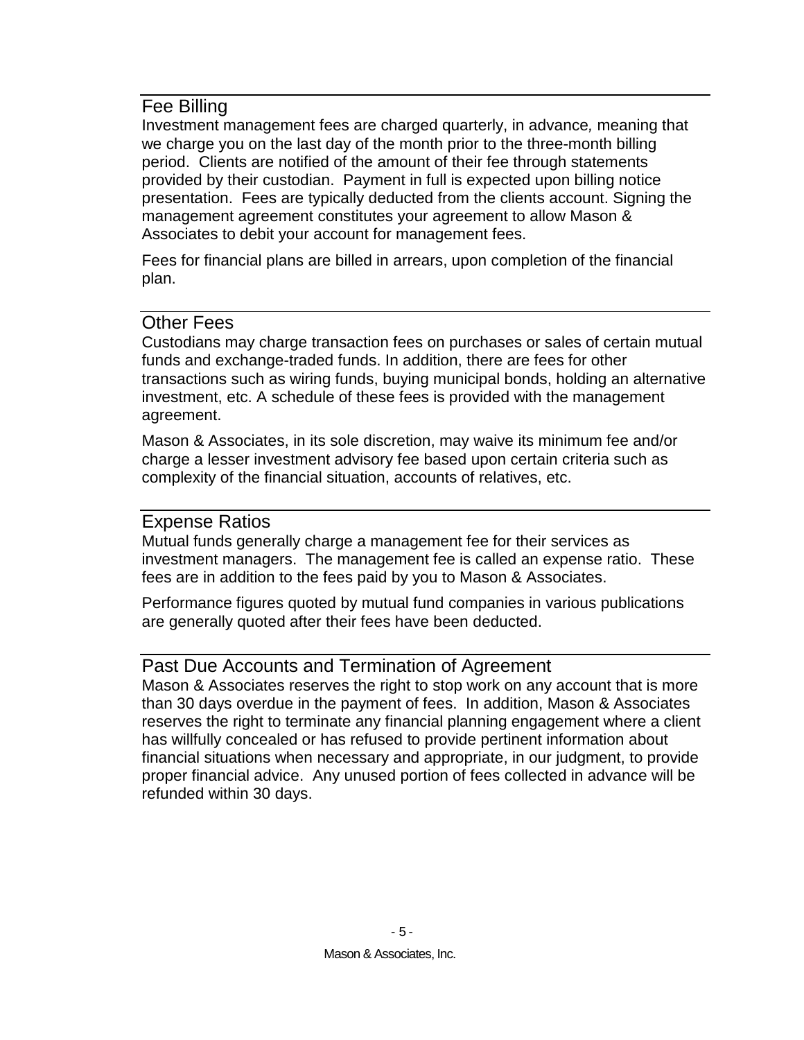## Fee Billing

Investment management fees are charged quarterly, in advance*,* meaning that we charge you on the last day of the month prior to the three-month billing period. Clients are notified of the amount of their fee through statements provided by their custodian. Payment in full is expected upon billing notice presentation. Fees are typically deducted from the clients account. Signing the management agreement constitutes your agreement to allow Mason & Associates to debit your account for management fees.

Fees for financial plans are billed in arrears, upon completion of the financial plan.

## Other Fees

Custodians may charge transaction fees on purchases or sales of certain mutual funds and exchange-traded funds. In addition, there are fees for other transactions such as wiring funds, buying municipal bonds, holding an alternative investment, etc. A schedule of these fees is provided with the management agreement.

Mason & Associates, in its sole discretion, may waive its minimum fee and/or charge a lesser investment advisory fee based upon certain criteria such as complexity of the financial situation, accounts of relatives, etc.

## Expense Ratios

Mutual funds generally charge a management fee for their services as investment managers. The management fee is called an expense ratio. These fees are in addition to the fees paid by you to Mason & Associates.

Performance figures quoted by mutual fund companies in various publications are generally quoted after their fees have been deducted.

## Past Due Accounts and Termination of Agreement

Mason & Associates reserves the right to stop work on any account that is more than 30 days overdue in the payment of fees. In addition, Mason & Associates reserves the right to terminate any financial planning engagement where a client has willfully concealed or has refused to provide pertinent information about financial situations when necessary and appropriate, in our judgment, to provide proper financial advice. Any unused portion of fees collected in advance will be refunded within 30 days.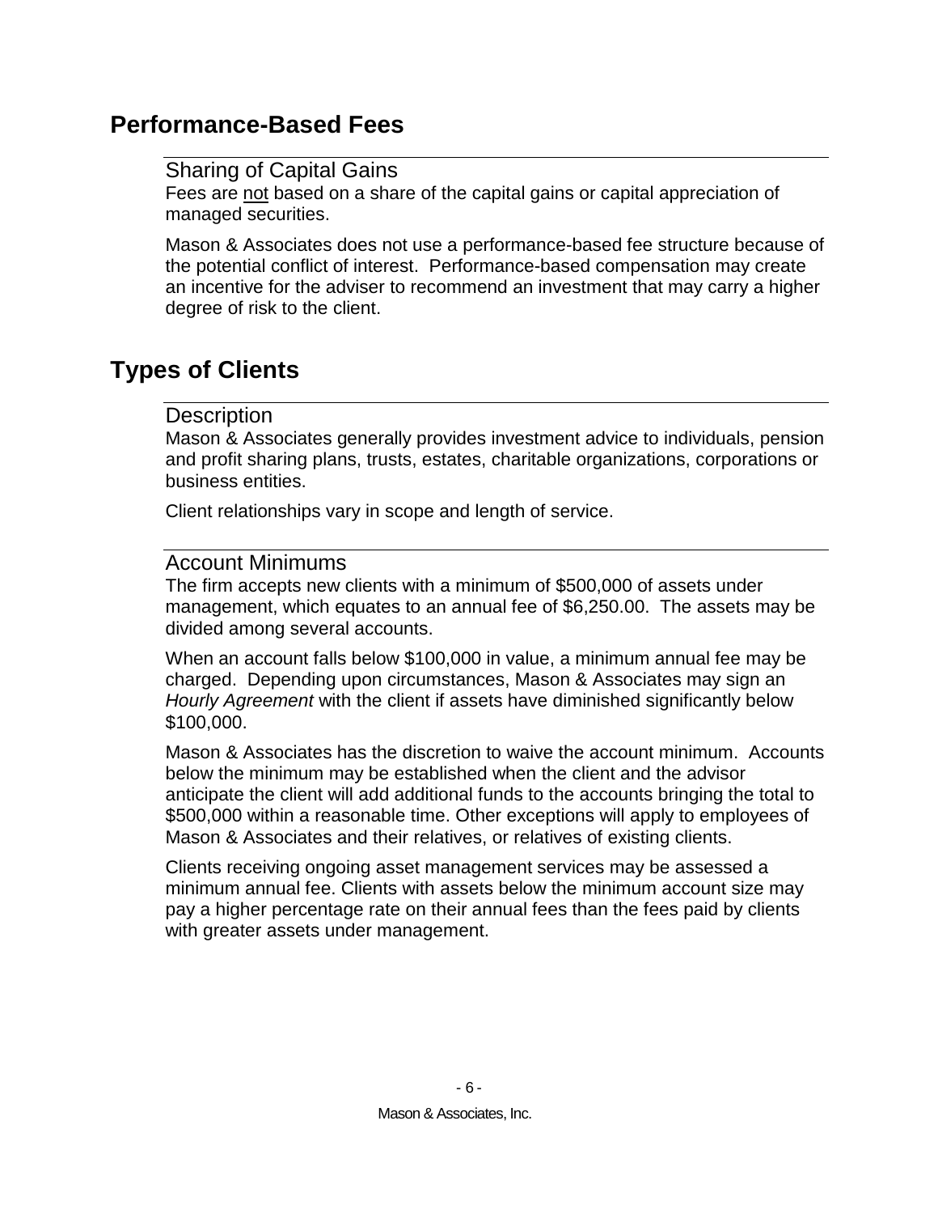## Performance-Based Fees

### Sharing of Capital Gains

Fees are not based on a share of the capital gains or capital appreciation of managed securities.

Mason & Associates does not use a performance-based fee structure because of the potential conflict of interest. Performance-based compensation may create an incentive for the adviser to recommend an investment that may carry a higher degree of risk to the client.

## Types of Clients

### Description

Mason & Associates generally provides investment advice to individuals, pension and profit sharing plans, trusts, estates, charitable organizations, corporations or business entities.

Client relationships vary in scope and length of service.

### Account Minimums

The firm accepts new clients with a minimum of $500,000 of assets under management, which equates to an annual fee of $6,250.00. The assets may be divided among several accounts.

When an account falls below $100,000 in value, a minimum annual fee may be charged. Depending upon circumstances, Mason & Associates may sign an *Hourly Agreement* with the client if assets have diminished significantly below $100,000.

Mason & Associates has the discretion to waive the account minimum. Accounts below the minimum may be established when the client and the advisor anticipate the client will add additional funds to the accounts bringing the total to $500,000 within a reasonable time. Other exceptions will apply to employees of Mason & Associates and their relatives, or relatives of existing clients.

Clients receiving ongoing asset management services may be assessed a minimum annual fee. Clients with assets below the minimum account size may pay a higher percentage rate on their annual fees than the fees paid by clients with greater assets under management.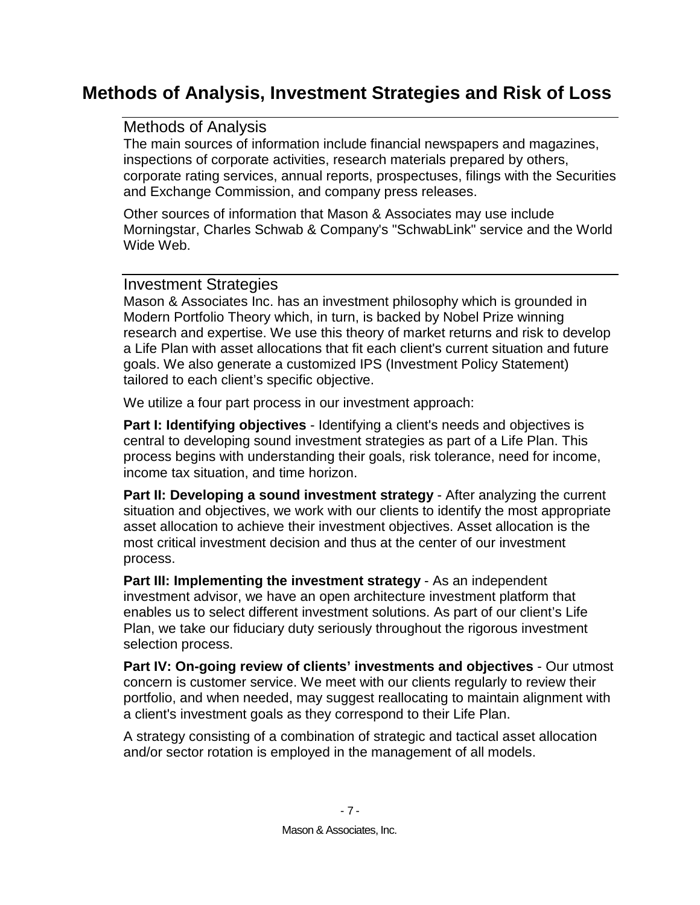# Methods of Analysis, Investment Strategies and Risk of Loss

## Methods of Analysis

The main sources of information include financial newspapers and magazines, inspections of corporate activities, research materials prepared by others, corporate rating services, annual reports, prospectuses, filings with the Securities and Exchange Commission, and company press releases.

Other sources of information that Mason & Associates may use include Morningstar, Charles Schwab & Company's "SchwabLink" service and the World Wide Web.

## Investment Strategies

Mason & Associates Inc. has an investment philosophy which is grounded in Modern Portfolio Theory which, in turn, is backed by Nobel Prize winning research and expertise. We use this theory of market returns and risk to develop a Life Plan with asset allocations that fit each client's current situation and future goals. We also generate a customized IPS (Investment Policy Statement) tailored to each client's specific objective.

We utilize a four part process in our investment approach:

**Part I: Identifying objectives** - Identifying a client's needs and objectives is central to developing sound investment strategies as part of a Life Plan. This process begins with understanding their goals, risk tolerance, need for income, income tax situation, and time horizon.

**Part II: Developing a sound investment strategy** - After analyzing the current situation and objectives, we work with our clients to identify the most appropriate asset allocation to achieve their investment objectives. Asset allocation is the most critical investment decision and thus at the center of our investment process.

**Part III: Implementing the investment strategy** - As an independent investment advisor, we have an open architecture investment platform that enables us to select different investment solutions. As part of our client's Life Plan, we take our fiduciary duty seriously throughout the rigorous investment selection process.

**Part IV: On-going review of clients' investments and objectives** - Our utmost concern is customer service. We meet with our clients regularly to review their portfolio, and when needed, may suggest reallocating to maintain alignment with a client's investment goals as they correspond to their Life Plan.

A strategy consisting of a combination of strategic and tactical asset allocation and/or sector rotation is employed in the management of all models.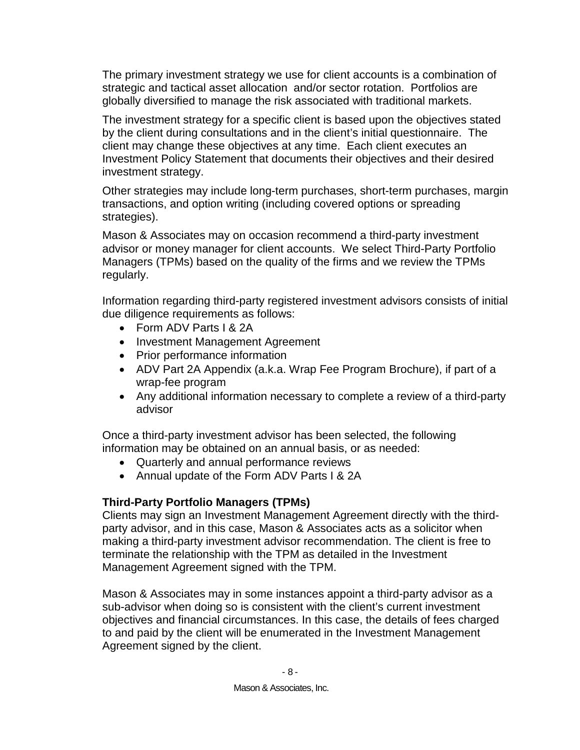The primary investment strategy we use for client accounts is a combination of strategic and tactical asset allocation and/or sector rotation. Portfolios are globally diversified to manage the risk associated with traditional markets.

The investment strategy for a specific client is based upon the objectives stated by the client during consultations and in the client's initial questionnaire. The client may change these objectives at any time. Each client executes an Investment Policy Statement that documents their objectives and their desired investment strategy.

Other strategies may include long-term purchases, short-term purchases, margin transactions, and option writing (including covered options or spreading strategies).

Mason & Associates may on occasion recommend a third-party investment advisor or money manager for client accounts. We select Third-Party Portfolio Managers (TPMs) based on the quality of the firms and we review the TPMs regularly.

Information regarding third-party registered investment advisors consists of initial due diligence requirements as follows:

- Form ADV Parts I & 2A
- Investment Management Agreement
- Prior performance information
- ADV Part 2A Appendix (a.k.a. Wrap Fee Program Brochure), if part of a wrap-fee program
- Any additional information necessary to complete a review of a third-party advisor

Once a third-party investment advisor has been selected, the following information may be obtained on an annual basis, or as needed:

- Quarterly and annual performance reviews
- Annual update of the Form ADV Parts I & 2A

**Third-Party Portfolio Managers (TPMs)**

Clients may sign an Investment Management Agreement directly with the third-party advisor, and in this case, Mason & Associates acts as a solicitor when making a third-party investment advisor recommendation. The client is free to terminate the relationship with the TPM as detailed in the Investment Management Agreement signed with the TPM.

Mason & Associates may in some instances appoint a third-party advisor as a sub-advisor when doing so is consistent with the client's current investment objectives and financial circumstances. In this case, the details of fees charged to and paid by the client will be enumerated in the Investment Management Agreement signed by the client.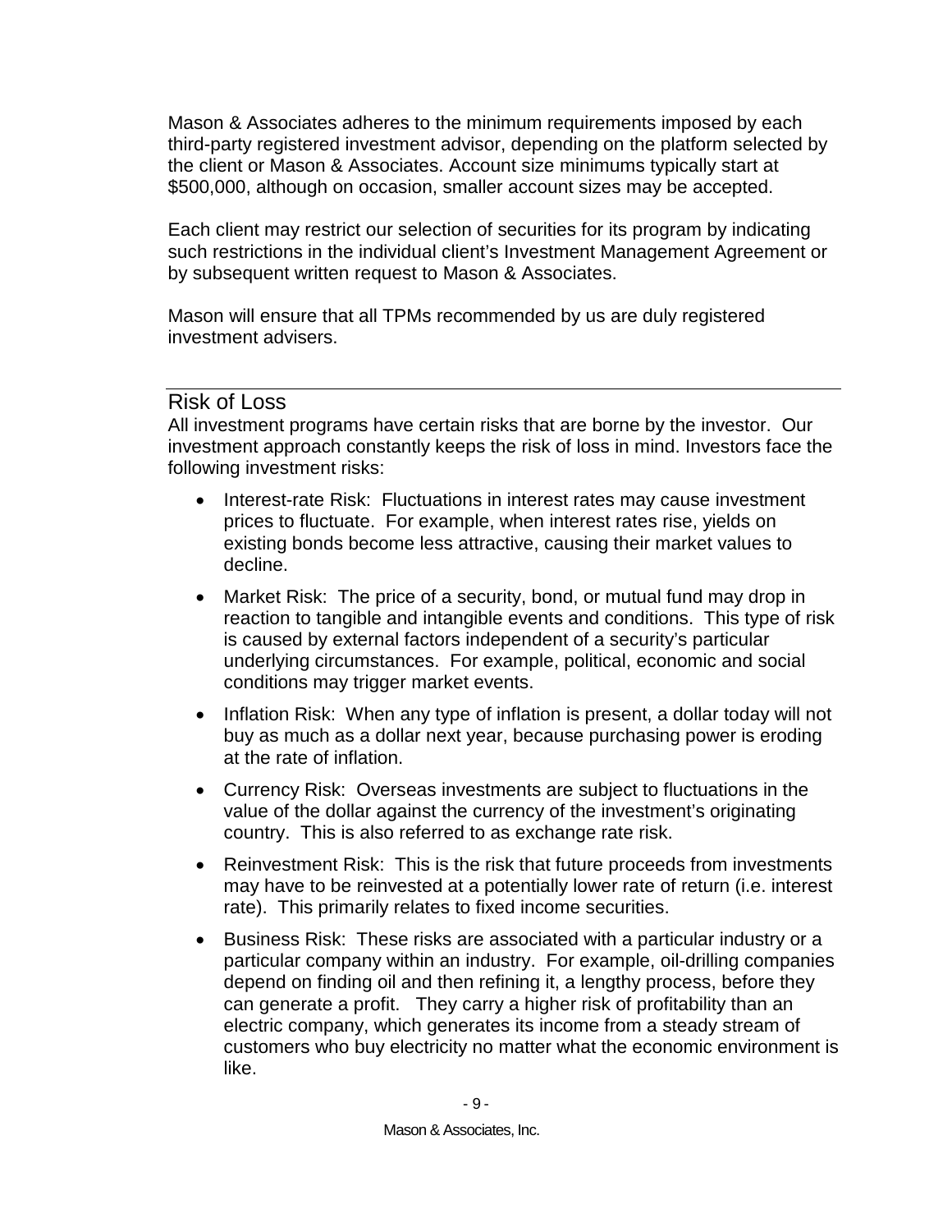Mason & Associates adheres to the minimum requirements imposed by each third-party registered investment advisor, depending on the platform selected by the client or Mason & Associates. Account size minimums typically start at $500,000, although on occasion, smaller account sizes may be accepted.

Each client may restrict our selection of securities for its program by indicating such restrictions in the individual client's Investment Management Agreement or by subsequent written request to Mason & Associates.

Mason will ensure that all TPMs recommended by us are duly registered investment advisers.

## Risk of Loss

All investment programs have certain risks that are borne by the investor. Our investment approach constantly keeps the risk of loss in mind. Investors face the following investment risks:

- Interest-rate Risk: Fluctuations in interest rates may cause investment prices to fluctuate. For example, when interest rates rise, yields on existing bonds become less attractive, causing their market values to decline.
- Market Risk: The price of a security, bond, or mutual fund may drop in reaction to tangible and intangible events and conditions. This type of risk is caused by external factors independent of a security's particular underlying circumstances. For example, political, economic and social conditions may trigger market events.
- Inflation Risk: When any type of inflation is present, a dollar today will not buy as much as a dollar next year, because purchasing power is eroding at the rate of inflation.
- Currency Risk: Overseas investments are subject to fluctuations in the value of the dollar against the currency of the investment's originating country. This is also referred to as exchange rate risk.
- Reinvestment Risk: This is the risk that future proceeds from investments may have to be reinvested at a potentially lower rate of return (i.e. interest rate). This primarily relates to fixed income securities.
- Business Risk: These risks are associated with a particular industry or a particular company within an industry. For example, oil-drilling companies depend on finding oil and then refining it, a lengthy process, before they can generate a profit. They carry a higher risk of profitability than an electric company, which generates its income from a steady stream of customers who buy electricity no matter what the economic environment is like.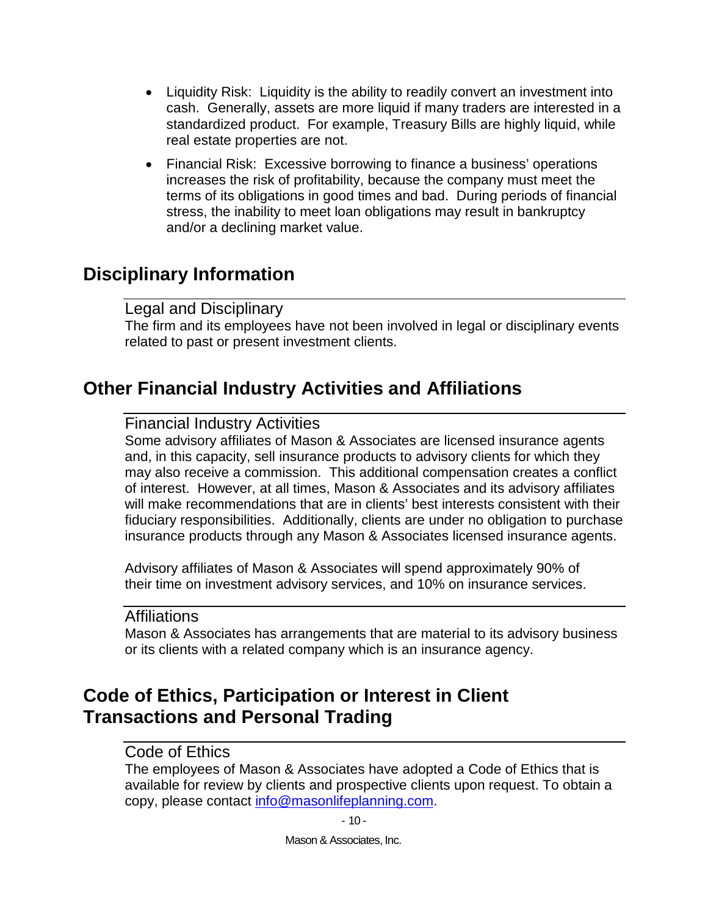- Liquidity Risk: Liquidity is the ability to readily convert an investment into cash. Generally, assets are more liquid if many traders are interested in a standardized product. For example, Treasury Bills are highly liquid, while real estate properties are not.
- Financial Risk: Excessive borrowing to finance a business' operations increases the risk of profitability, because the company must meet the terms of its obligations in good times and bad. During periods of financial stress, the inability to meet loan obligations may result in bankruptcy and/or a declining market value.

## Disciplinary Information

### Legal and Disciplinary

The firm and its employees have not been involved in legal or disciplinary events related to past or present investment clients.

## Other Financial Industry Activities and Affiliations

### Financial Industry Activities

Some advisory affiliates of Mason & Associates are licensed insurance agents and, in this capacity, sell insurance products to advisory clients for which they may also receive a commission. This additional compensation creates a conflict of interest. However, at all times, Mason & Associates and its advisory affiliates will make recommendations that are in clients' best interests consistent with their fiduciary responsibilities. Additionally, clients are under no obligation to purchase insurance products through any Mason & Associates licensed insurance agents.

Advisory affiliates of Mason & Associates will spend approximately 90% of their time on investment advisory services, and 10% on insurance services.

### Affiliations

Mason & Associates has arrangements that are material to its advisory business or its clients with a related company which is an insurance agency.

## Code of Ethics, Participation or Interest in Client Transactions and Personal Trading

### Code of Ethics

The employees of Mason & Associates have adopted a Code of Ethics that is available for review by clients and prospective clients upon request. To obtain a copy, please contact info@masonlifeplanning.com.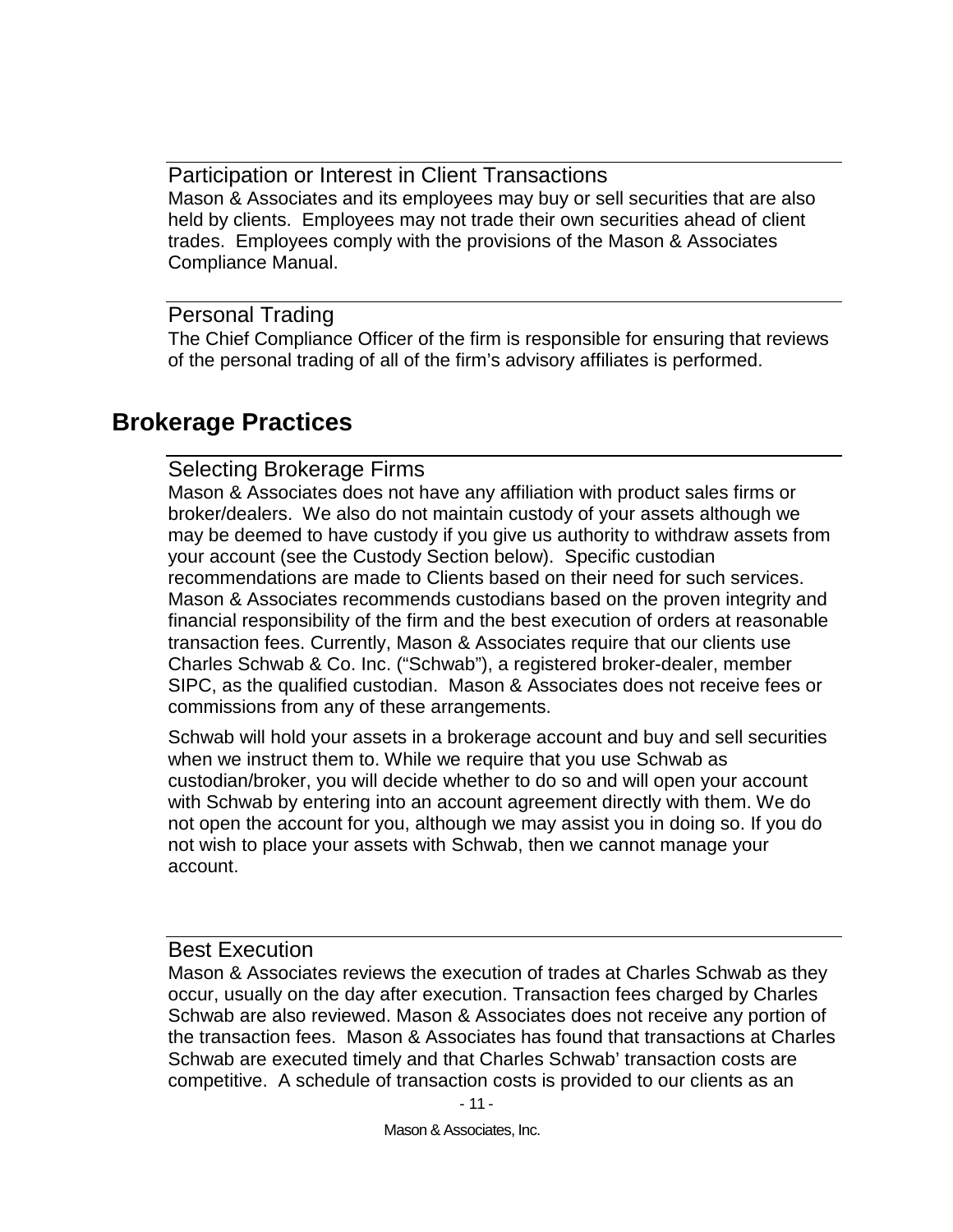### Participation or Interest in Client Transactions

Mason & Associates and its employees may buy or sell securities that are also held by clients. Employees may not trade their own securities ahead of client trades. Employees comply with the provisions of the Mason & Associates Compliance Manual.

### Personal Trading

The Chief Compliance Officer of the firm is responsible for ensuring that reviews of the personal trading of all of the firm's advisory affiliates is performed.

## Brokerage Practices

### Selecting Brokerage Firms

Mason & Associates does not have any affiliation with product sales firms or broker/dealers. We also do not maintain custody of your assets although we may be deemed to have custody if you give us authority to withdraw assets from your account (see the Custody Section below). Specific custodian recommendations are made to Clients based on their need for such services. Mason & Associates recommends custodians based on the proven integrity and financial responsibility of the firm and the best execution of orders at reasonable transaction fees. Currently, Mason & Associates require that our clients use Charles Schwab & Co. Inc. ("Schwab"), a registered broker-dealer, member SIPC, as the qualified custodian. Mason & Associates does not receive fees or commissions from any of these arrangements.

Schwab will hold your assets in a brokerage account and buy and sell securities when we instruct them to. While we require that you use Schwab as custodian/broker, you will decide whether to do so and will open your account with Schwab by entering into an account agreement directly with them. We do not open the account for you, although we may assist you in doing so. If you do not wish to place your assets with Schwab, then we cannot manage your account.

### Best Execution

Mason & Associates reviews the execution of trades at Charles Schwab as they occur, usually on the day after execution. Transaction fees charged by Charles Schwab are also reviewed. Mason & Associates does not receive any portion of the transaction fees. Mason & Associates has found that transactions at Charles Schwab are executed timely and that Charles Schwab' transaction costs are competitive. A schedule of transaction costs is provided to our clients as an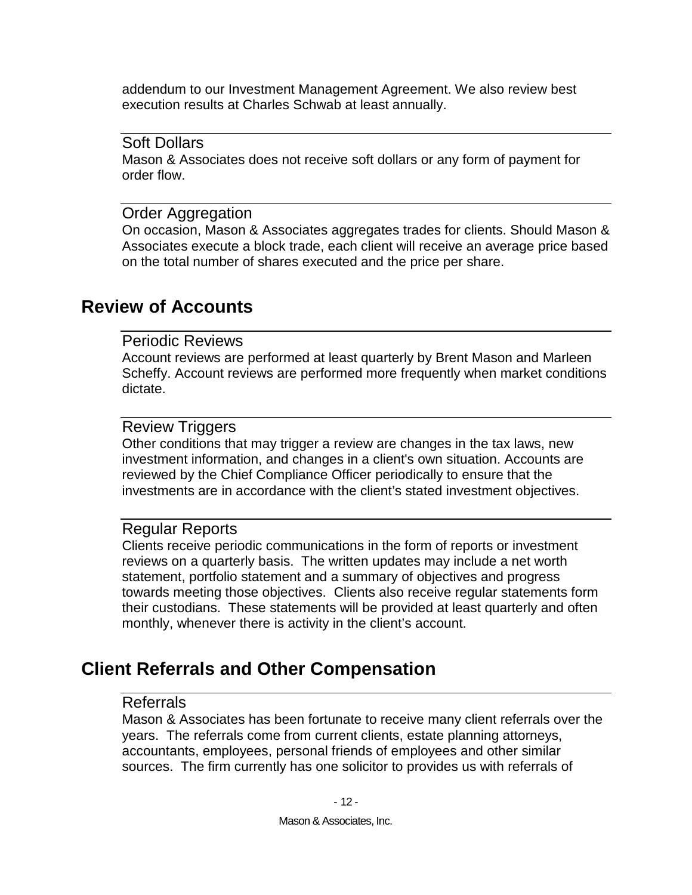addendum to our Investment Management Agreement. We also review best execution results at Charles Schwab at least annually.

### Soft Dollars

Mason & Associates does not receive soft dollars or any form of payment for order flow.

### Order Aggregation

On occasion, Mason & Associates aggregates trades for clients. Should Mason & Associates execute a block trade, each client will receive an average price based on the total number of shares executed and the price per share.

## Review of Accounts

### Periodic Reviews

Account reviews are performed at least quarterly by Brent Mason and Marleen Scheffy. Account reviews are performed more frequently when market conditions dictate.

### Review Triggers

Other conditions that may trigger a review are changes in the tax laws, new investment information, and changes in a client's own situation. Accounts are reviewed by the Chief Compliance Officer periodically to ensure that the investments are in accordance with the client's stated investment objectives.

### Regular Reports

Clients receive periodic communications in the form of reports or investment reviews on a quarterly basis. The written updates may include a net worth statement, portfolio statement and a summary of objectives and progress towards meeting those objectives. Clients also receive regular statements form their custodians. These statements will be provided at least quarterly and often monthly, whenever there is activity in the client's account.

## Client Referrals and Other Compensation

### Referrals

Mason & Associates has been fortunate to receive many client referrals over the years. The referrals come from current clients, estate planning attorneys, accountants, employees, personal friends of employees and other similar sources. The firm currently has one solicitor to provides us with referrals of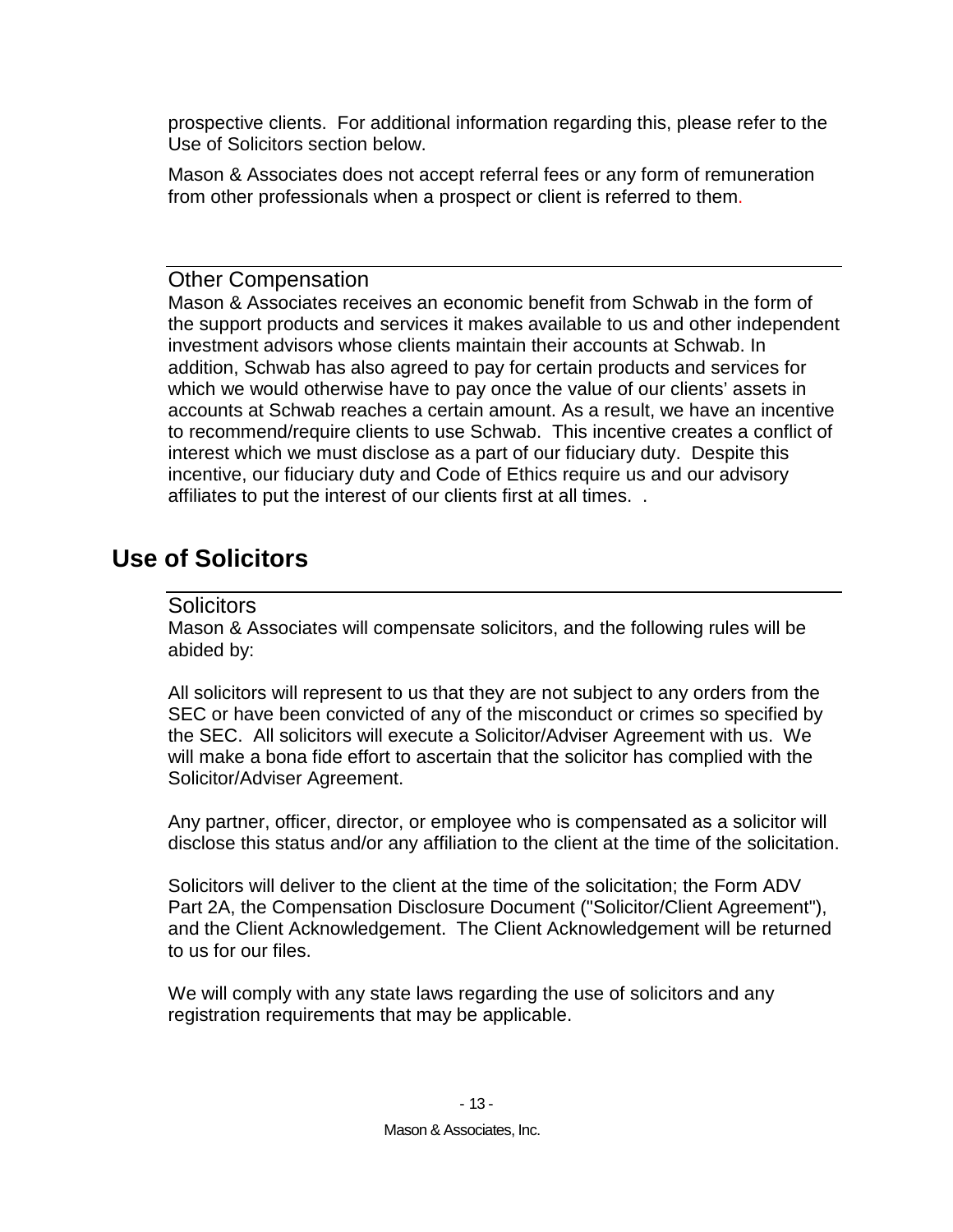prospective clients. For additional information regarding this, please refer to the Use of Solicitors section below.

Mason & Associates does not accept referral fees or any form of remuneration from other professionals when a prospect or client is referred to them.

### Other Compensation

Mason & Associates receives an economic benefit from Schwab in the form of the support products and services it makes available to us and other independent investment advisors whose clients maintain their accounts at Schwab. In addition, Schwab has also agreed to pay for certain products and services for which we would otherwise have to pay once the value of our clients' assets in accounts at Schwab reaches a certain amount. As a result, we have an incentive to recommend/require clients to use Schwab. This incentive creates a conflict of interest which we must disclose as a part of our fiduciary duty. Despite this incentive, our fiduciary duty and Code of Ethics require us and our advisory affiliates to put the interest of our clients first at all times. .

## Use of Solicitors

### Solicitors

Mason & Associates will compensate solicitors, and the following rules will be abided by:

All solicitors will represent to us that they are not subject to any orders from the SEC or have been convicted of any of the misconduct or crimes so specified by the SEC. All solicitors will execute a Solicitor/Adviser Agreement with us. We will make a bona fide effort to ascertain that the solicitor has complied with the Solicitor/Adviser Agreement.

Any partner, officer, director, or employee who is compensated as a solicitor will disclose this status and/or any affiliation to the client at the time of the solicitation.

Solicitors will deliver to the client at the time of the solicitation; the Form ADV Part 2A, the Compensation Disclosure Document ("Solicitor/Client Agreement"), and the Client Acknowledgement. The Client Acknowledgement will be returned to us for our files.

We will comply with any state laws regarding the use of solicitors and any registration requirements that may be applicable.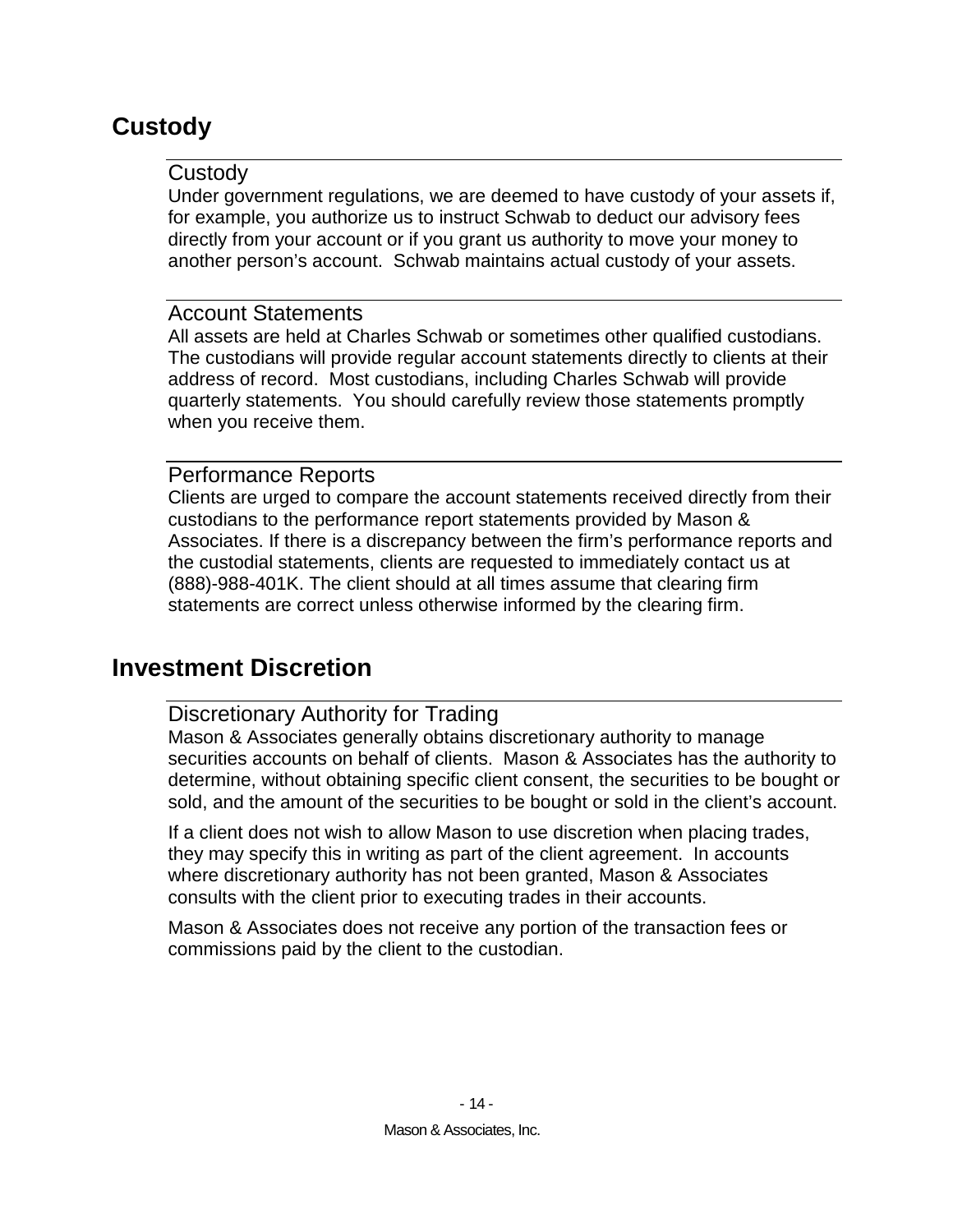## Custody

### Custody

Under government regulations, we are deemed to have custody of your assets if, for example, you authorize us to instruct Schwab to deduct our advisory fees directly from your account or if you grant us authority to move your money to another person's account. Schwab maintains actual custody of your assets.

### Account Statements

All assets are held at Charles Schwab or sometimes other qualified custodians. The custodians will provide regular account statements directly to clients at their address of record. Most custodians, including Charles Schwab will provide quarterly statements. You should carefully review those statements promptly when you receive them.

### Performance Reports

Clients are urged to compare the account statements received directly from their custodians to the performance report statements provided by Mason & Associates. If there is a discrepancy between the firm's performance reports and the custodial statements, clients are requested to immediately contact us at (888)-988-401K. The client should at all times assume that clearing firm statements are correct unless otherwise informed by the clearing firm.

## Investment Discretion

### Discretionary Authority for Trading

Mason & Associates generally obtains discretionary authority to manage securities accounts on behalf of clients. Mason & Associates has the authority to determine, without obtaining specific client consent, the securities to be bought or sold, and the amount of the securities to be bought or sold in the client's account.

If a client does not wish to allow Mason to use discretion when placing trades, they may specify this in writing as part of the client agreement. In accounts where discretionary authority has not been granted, Mason & Associates consults with the client prior to executing trades in their accounts.

Mason & Associates does not receive any portion of the transaction fees or commissions paid by the client to the custodian.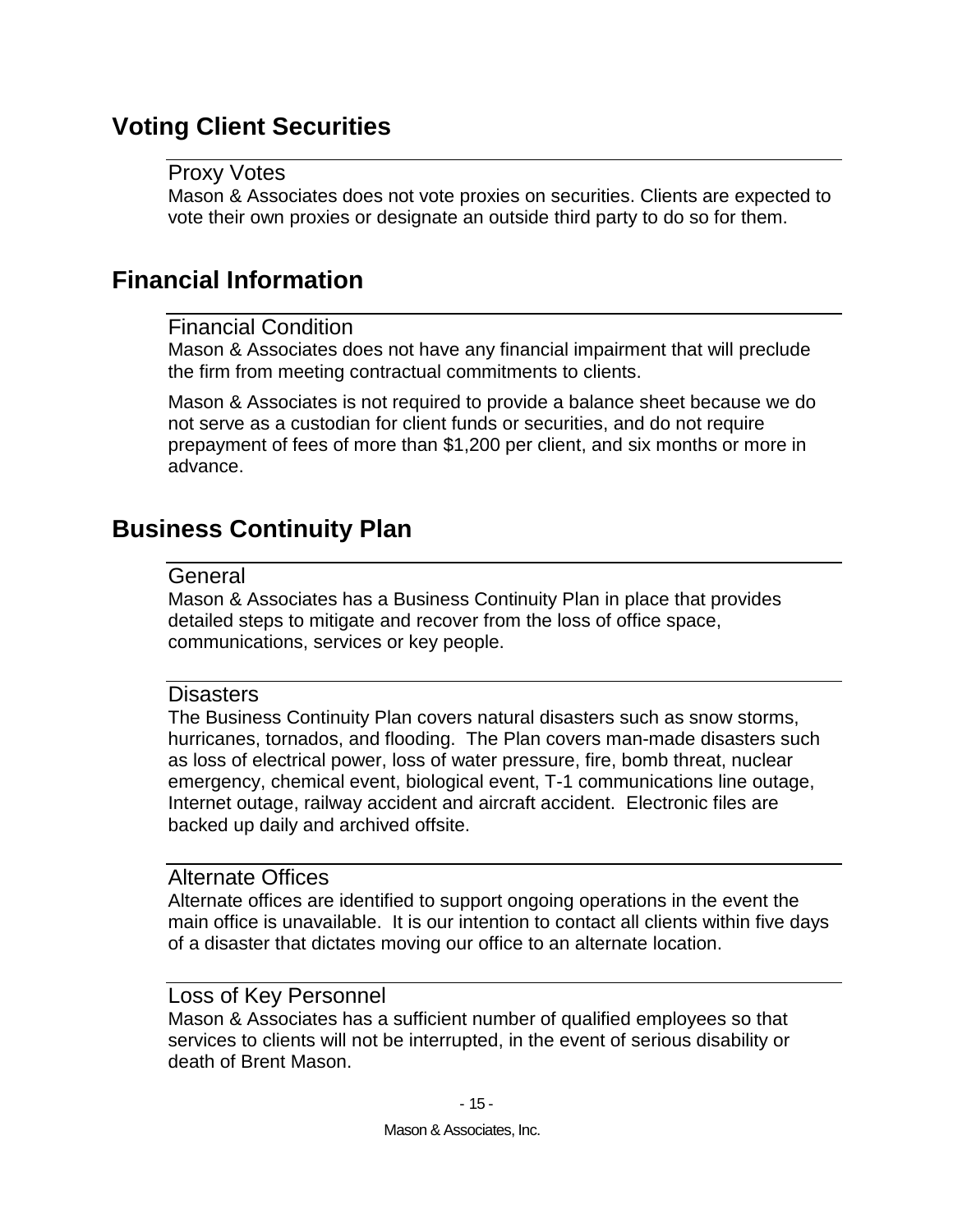## Voting Client Securities

### Proxy Votes

Mason & Associates does not vote proxies on securities. Clients are expected to vote their own proxies or designate an outside third party to do so for them.

## Financial Information

### Financial Condition

Mason & Associates does not have any financial impairment that will preclude the firm from meeting contractual commitments to clients.

Mason & Associates is not required to provide a balance sheet because we do not serve as a custodian for client funds or securities, and do not require prepayment of fees of more than $1,200 per client, and six months or more in advance.

## Business Continuity Plan

### General

Mason & Associates has a Business Continuity Plan in place that provides detailed steps to mitigate and recover from the loss of office space, communications, services or key people.

### Disasters

The Business Continuity Plan covers natural disasters such as snow storms, hurricanes, tornados, and flooding. The Plan covers man-made disasters such as loss of electrical power, loss of water pressure, fire, bomb threat, nuclear emergency, chemical event, biological event, T-1 communications line outage, Internet outage, railway accident and aircraft accident. Electronic files are backed up daily and archived offsite.

### Alternate Offices

Alternate offices are identified to support ongoing operations in the event the main office is unavailable. It is our intention to contact all clients within five days of a disaster that dictates moving our office to an alternate location.

### Loss of Key Personnel

Mason & Associates has a sufficient number of qualified employees so that services to clients will not be interrupted, in the event of serious disability or death of Brent Mason.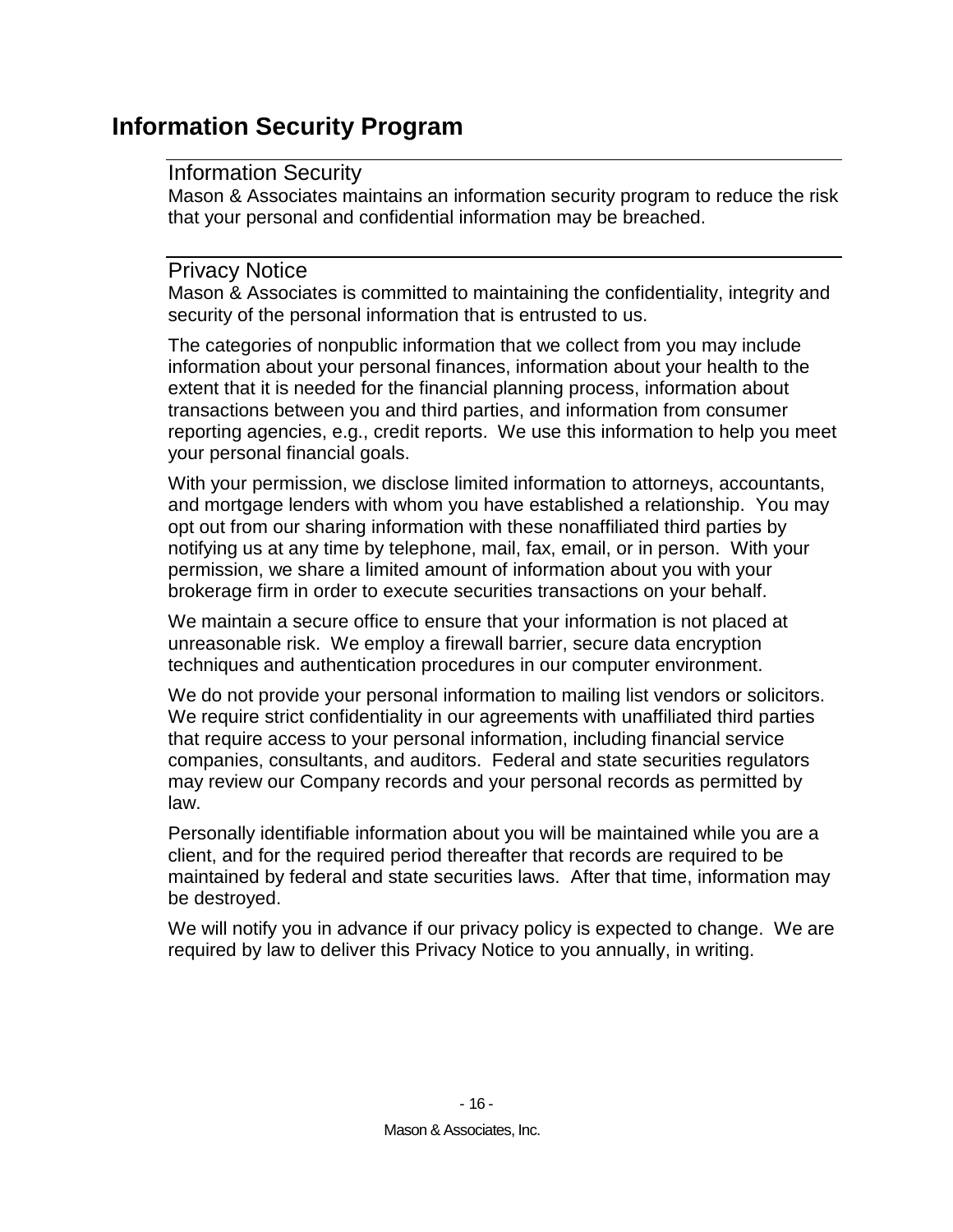# Information Security Program

## Information Security

Mason & Associates maintains an information security program to reduce the risk that your personal and confidential information may be breached.

## Privacy Notice

Mason & Associates is committed to maintaining the confidentiality, integrity and security of the personal information that is entrusted to us.

The categories of nonpublic information that we collect from you may include information about your personal finances, information about your health to the extent that it is needed for the financial planning process, information about transactions between you and third parties, and information from consumer reporting agencies, e.g., credit reports. We use this information to help you meet your personal financial goals.

With your permission, we disclose limited information to attorneys, accountants, and mortgage lenders with whom you have established a relationship. You may opt out from our sharing information with these nonaffiliated third parties by notifying us at any time by telephone, mail, fax, email, or in person. With your permission, we share a limited amount of information about you with your brokerage firm in order to execute securities transactions on your behalf.

We maintain a secure office to ensure that your information is not placed at unreasonable risk. We employ a firewall barrier, secure data encryption techniques and authentication procedures in our computer environment.

We do not provide your personal information to mailing list vendors or solicitors. We require strict confidentiality in our agreements with unaffiliated third parties that require access to your personal information, including financial service companies, consultants, and auditors. Federal and state securities regulators may review our Company records and your personal records as permitted by law.

Personally identifiable information about you will be maintained while you are a client, and for the required period thereafter that records are required to be maintained by federal and state securities laws. After that time, information may be destroyed.

We will notify you in advance if our privacy policy is expected to change. We are required by law to deliver this Privacy Notice to you annually, in writing.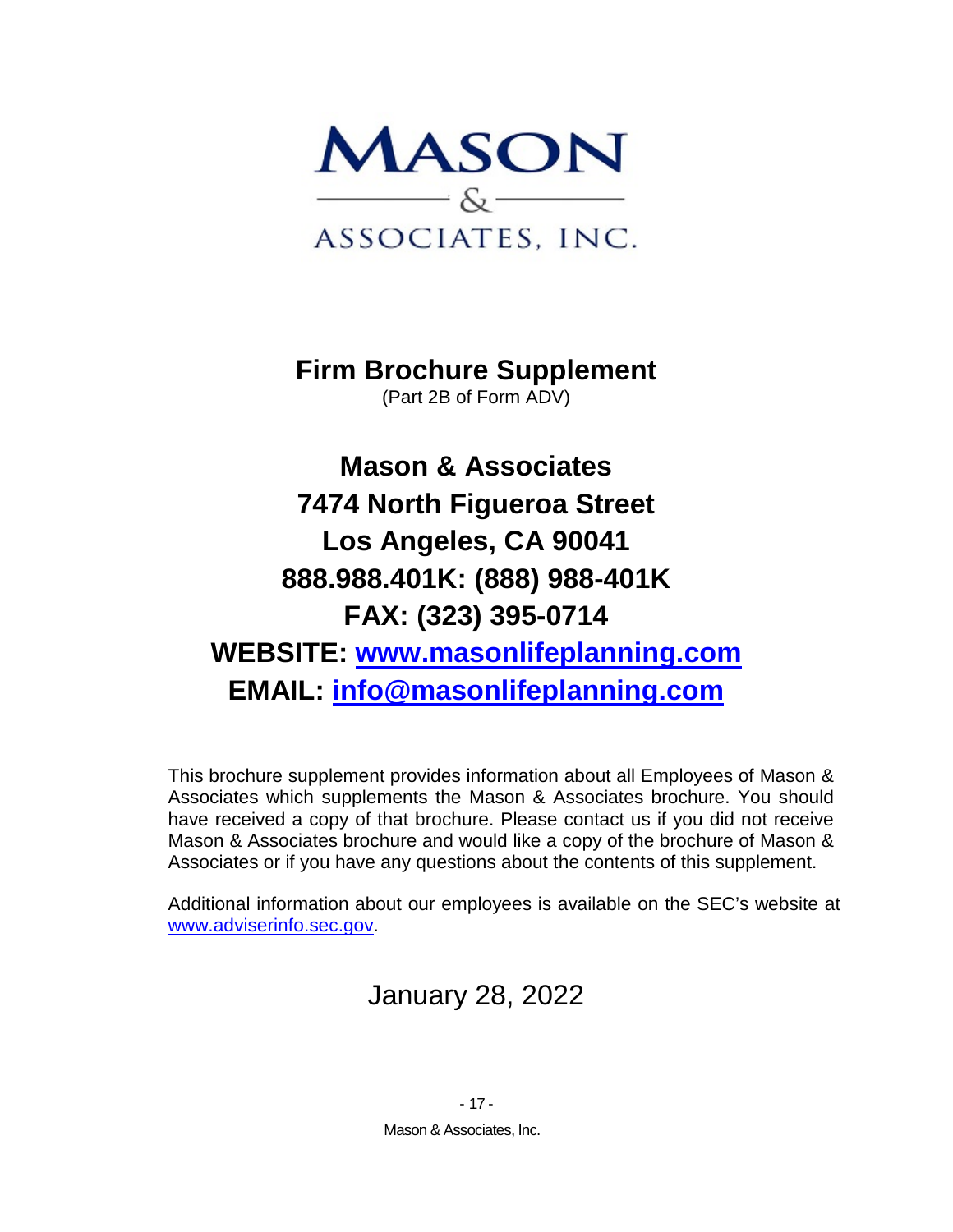MASON

&

ASSOCIATES, INC.

# Firm Brochure Supplement

(Part 2B of Form ADV)

## Mason & Associates
## 7474 North Figueroa Street
## Los Angeles, CA 90041
## 888.988.401K: (888) 988-401K
## FAX: (323) 395-0714
## WEBSITE: www.masonlifeplanning.com
## EMAIL: info@masonlifeplanning.com

This brochure supplement provides information about all Employees of Mason & Associates which supplements the Mason & Associates brochure. You should have received a copy of that brochure. Please contact us if you did not receive Mason & Associates brochure and would like a copy of the brochure of Mason & Associates or if you have any questions about the contents of this supplement.

Additional information about our employees is available on the SEC's website at www.adviserinfo.sec.gov.

January 28, 2022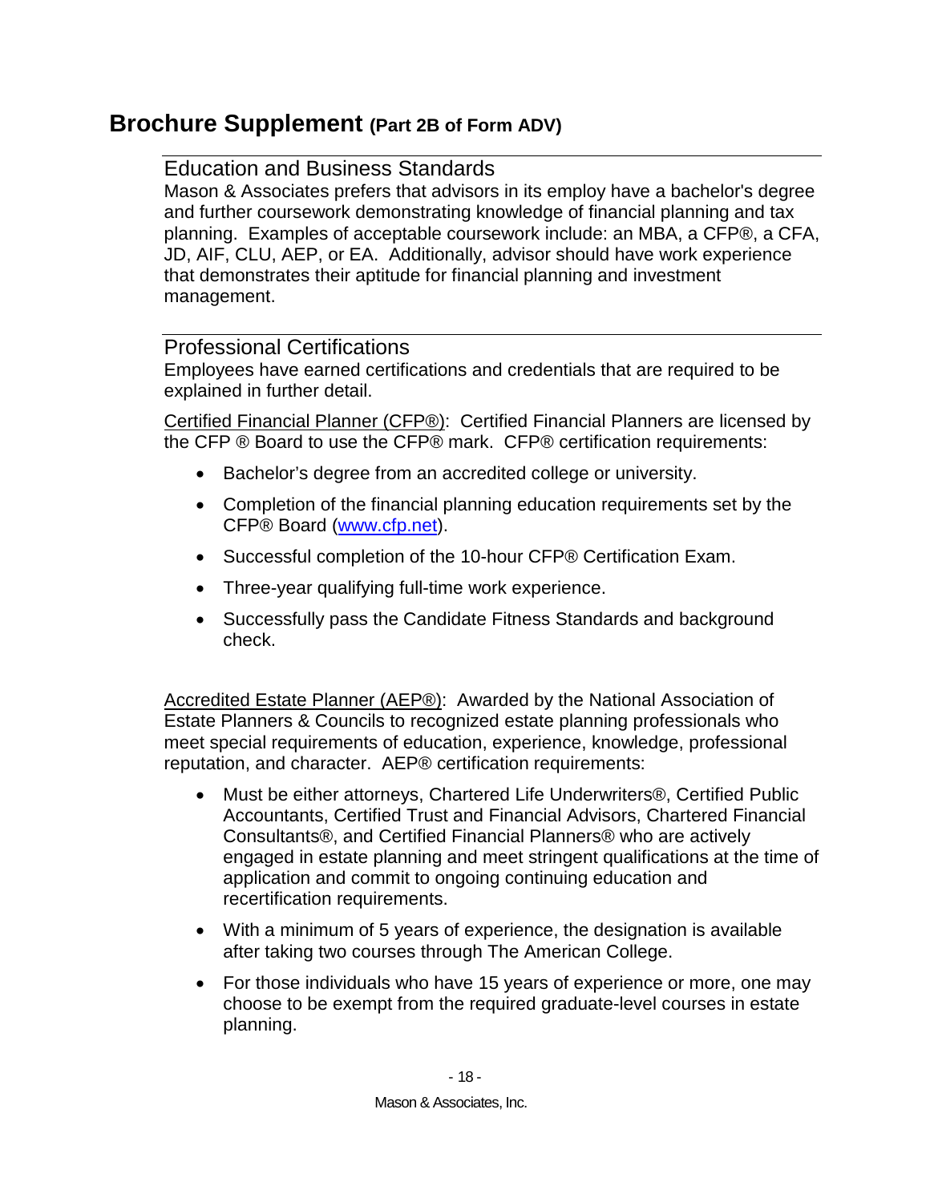# Brochure Supplement (Part 2B of Form ADV)

## Education and Business Standards

Mason & Associates prefers that advisors in its employ have a bachelor's degree and further coursework demonstrating knowledge of financial planning and tax planning. Examples of acceptable coursework include: an MBA, a CFP®, a CFA, JD, AIF, CLU, AEP, or EA. Additionally, advisor should have work experience that demonstrates their aptitude for financial planning and investment management.

## Professional Certifications

Employees have earned certifications and credentials that are required to be explained in further detail.

Certified Financial Planner (CFP®): Certified Financial Planners are licensed by the CFP ® Board to use the CFP® mark. CFP® certification requirements:

- Bachelor's degree from an accredited college or university.
- Completion of the financial planning education requirements set by the CFP® Board (www.cfp.net).
- Successful completion of the 10-hour CFP® Certification Exam.
- Three-year qualifying full-time work experience.
- Successfully pass the Candidate Fitness Standards and background check.

Accredited Estate Planner (AEP®): Awarded by the National Association of Estate Planners & Councils to recognized estate planning professionals who meet special requirements of education, experience, knowledge, professional reputation, and character. AEP® certification requirements:

- Must be either attorneys, Chartered Life Underwriters®, Certified Public Accountants, Certified Trust and Financial Advisors, Chartered Financial Consultants®, and Certified Financial Planners® who are actively engaged in estate planning and meet stringent qualifications at the time of application and commit to ongoing continuing education and recertification requirements.
- With a minimum of 5 years of experience, the designation is available after taking two courses through The American College.
- For those individuals who have 15 years of experience or more, one may choose to be exempt from the required graduate-level courses in estate planning.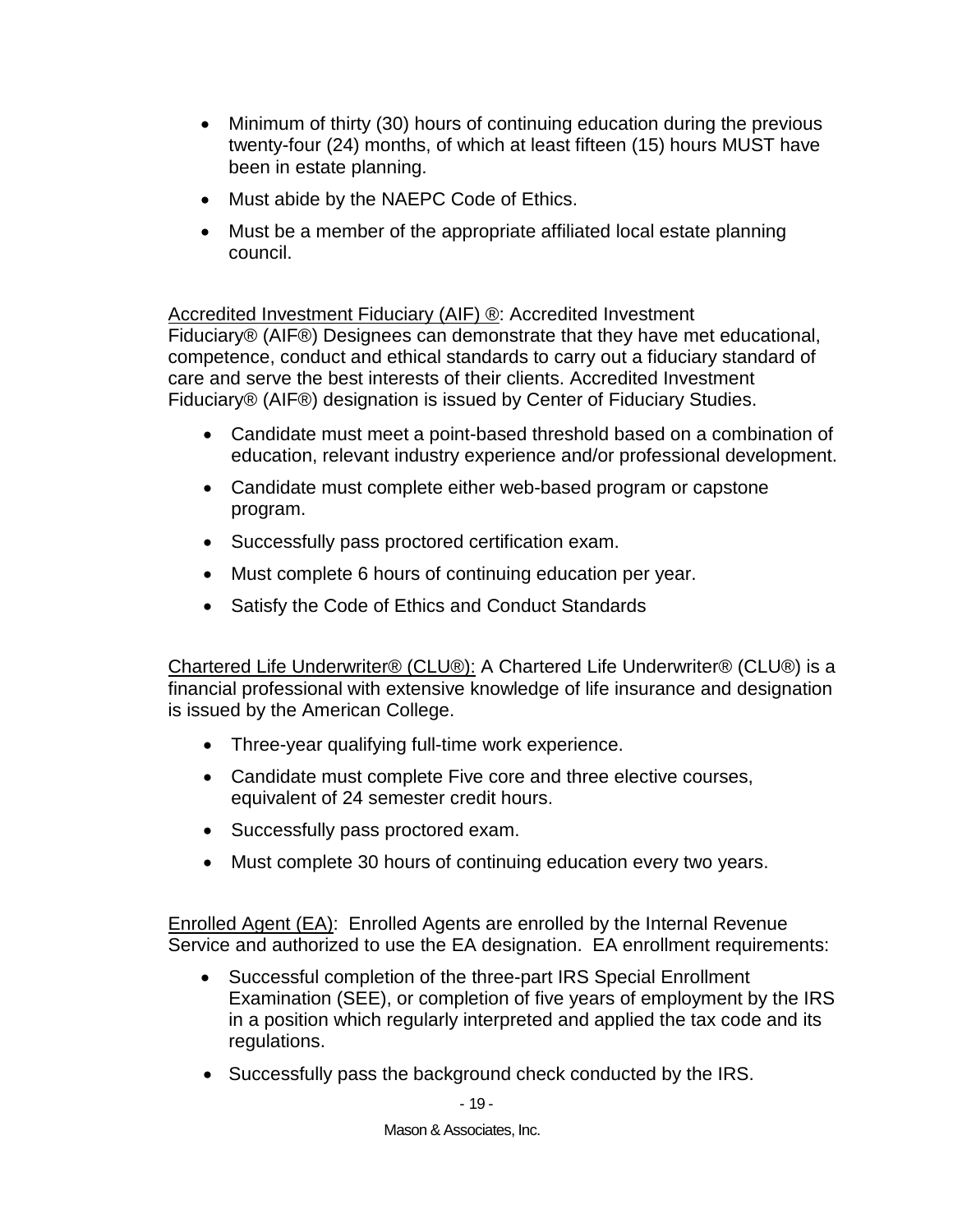- Minimum of thirty (30) hours of continuing education during the previous twenty-four (24) months, of which at least fifteen (15) hours MUST have been in estate planning.
- Must abide by the NAEPC Code of Ethics.
- Must be a member of the appropriate affiliated local estate planning council.

Accredited Investment Fiduciary (AIF) ®: Accredited Investment Fiduciary® (AIF®) Designees can demonstrate that they have met educational, competence, conduct and ethical standards to carry out a fiduciary standard of care and serve the best interests of their clients. Accredited Investment Fiduciary® (AIF®) designation is issued by Center of Fiduciary Studies.

- Candidate must meet a point-based threshold based on a combination of education, relevant industry experience and/or professional development.
- Candidate must complete either web-based program or capstone program.
- Successfully pass proctored certification exam.
- Must complete 6 hours of continuing education per year.
- Satisfy the Code of Ethics and Conduct Standards

Chartered Life Underwriter® (CLU®): A Chartered Life Underwriter® (CLU®) is a financial professional with extensive knowledge of life insurance and designation is issued by the American College.

- Three-year qualifying full-time work experience.
- Candidate must complete Five core and three elective courses, equivalent of 24 semester credit hours.
- Successfully pass proctored exam.
- Must complete 30 hours of continuing education every two years.

Enrolled Agent (EA): Enrolled Agents are enrolled by the Internal Revenue Service and authorized to use the EA designation. EA enrollment requirements:

- Successful completion of the three-part IRS Special Enrollment Examination (SEE), or completion of five years of employment by the IRS in a position which regularly interpreted and applied the tax code and its regulations.
- Successfully pass the background check conducted by the IRS.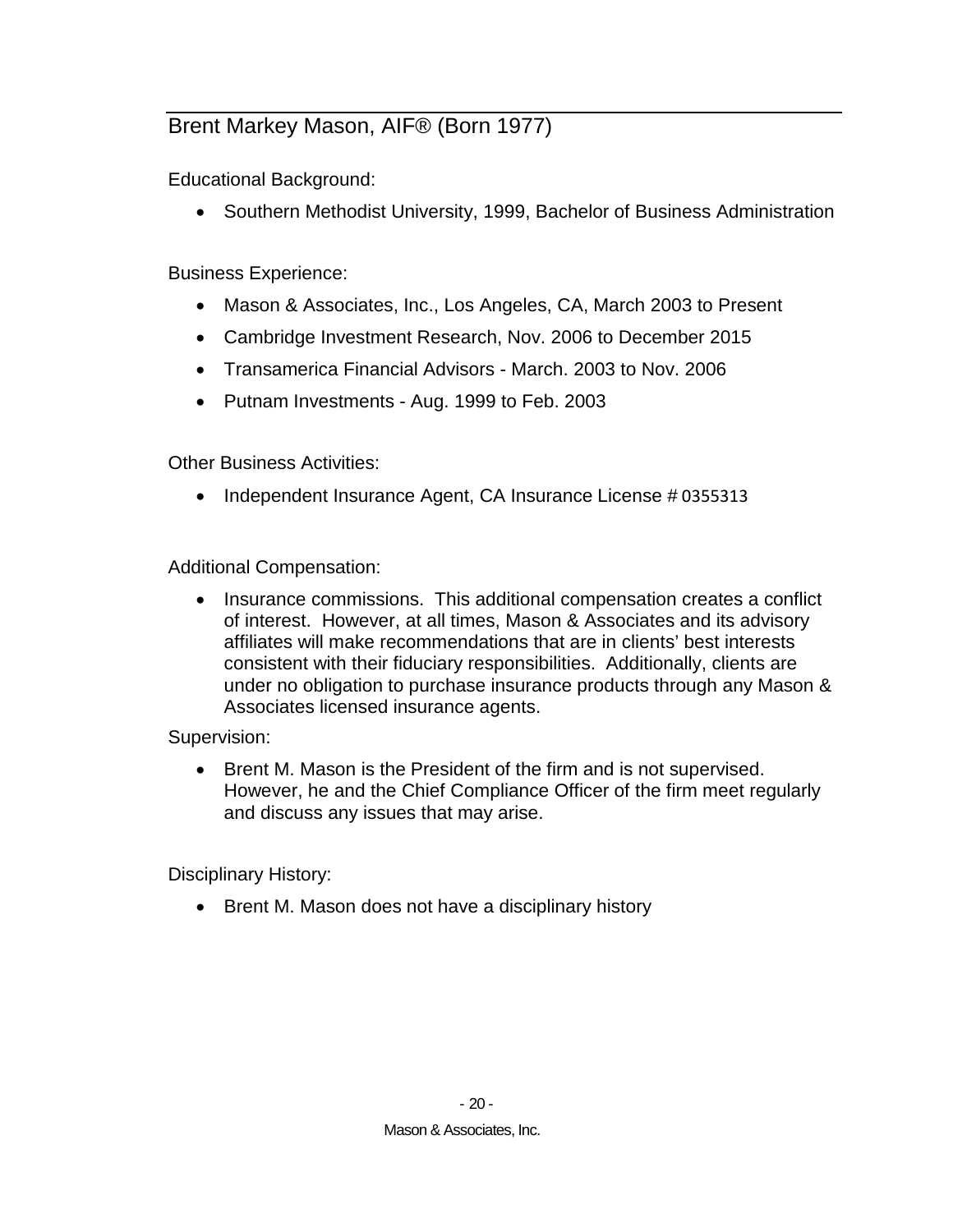## Brent Markey Mason, AIF® (Born 1977)

Educational Background:

- Southern Methodist University, 1999, Bachelor of Business Administration

Business Experience:

- Mason & Associates, Inc., Los Angeles, CA, March 2003 to Present
- Cambridge Investment Research, Nov. 2006 to December 2015
- Transamerica Financial Advisors - March. 2003 to Nov. 2006
- Putnam Investments - Aug. 1999 to Feb. 2003

Other Business Activities:

- Independent Insurance Agent, CA Insurance License # 0355313

Additional Compensation:

- Insurance commissions. This additional compensation creates a conflict of interest. However, at all times, Mason & Associates and its advisory affiliates will make recommendations that are in clients' best interests consistent with their fiduciary responsibilities. Additionally, clients are under no obligation to purchase insurance products through any Mason & Associates licensed insurance agents.

Supervision:

- Brent M. Mason is the President of the firm and is not supervised. However, he and the Chief Compliance Officer of the firm meet regularly and discuss any issues that may arise.

Disciplinary History:

- Brent M. Mason does not have a disciplinary history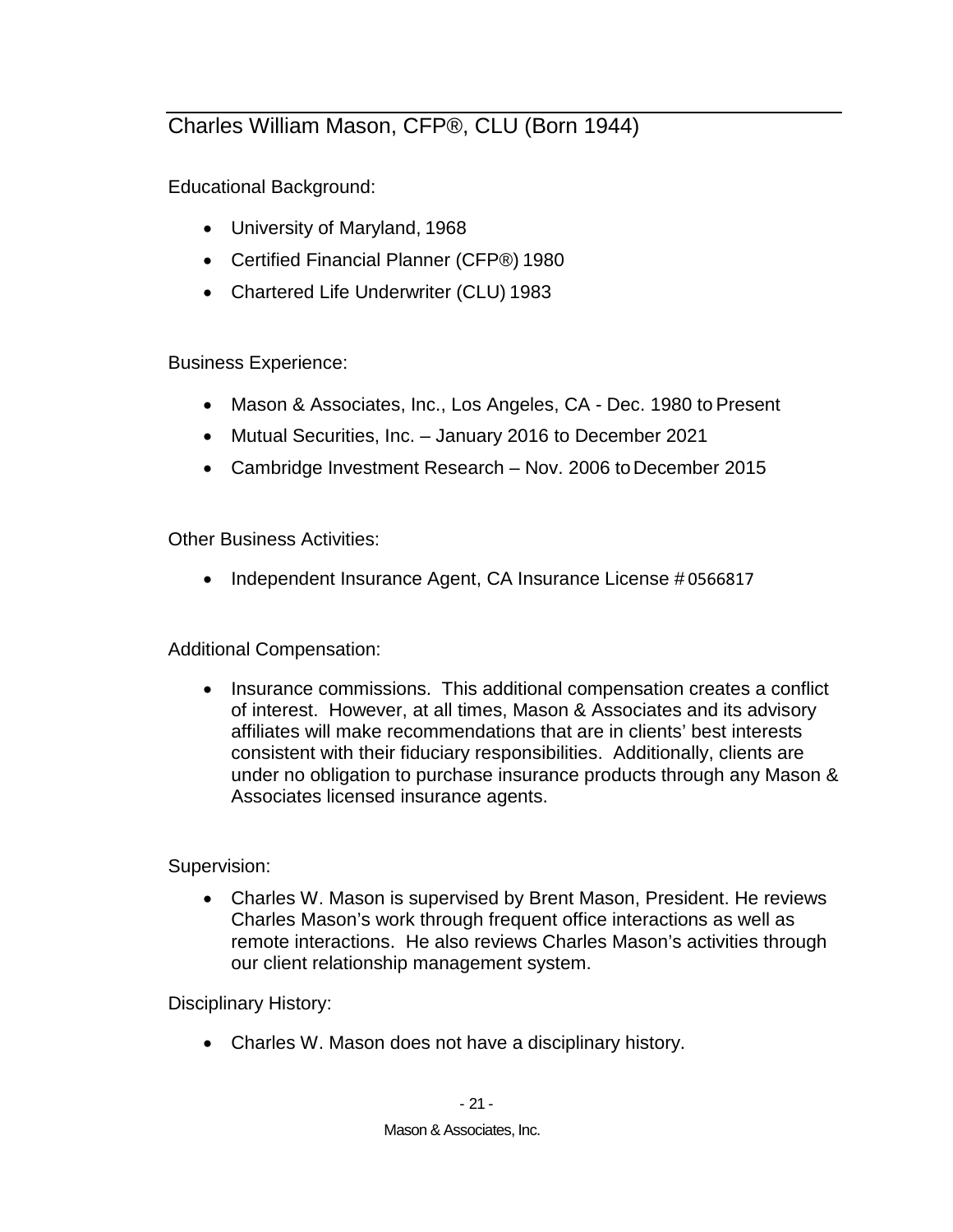## Charles William Mason, CFP®, CLU (Born 1944)

Educational Background:

- University of Maryland, 1968
- Certified Financial Planner (CFP®) 1980
- Chartered Life Underwriter (CLU) 1983

Business Experience:

- Mason & Associates, Inc., Los Angeles, CA - Dec. 1980 to Present
- Mutual Securities, Inc. – January 2016 to December 2021
- Cambridge Investment Research – Nov. 2006 to December 2015

Other Business Activities:

- Independent Insurance Agent, CA Insurance License # 0566817

Additional Compensation:

- Insurance commissions. This additional compensation creates a conflict of interest. However, at all times, Mason & Associates and its advisory affiliates will make recommendations that are in clients' best interests consistent with their fiduciary responsibilities. Additionally, clients are under no obligation to purchase insurance products through any Mason & Associates licensed insurance agents.

Supervision:

- Charles W. Mason is supervised by Brent Mason, President. He reviews Charles Mason's work through frequent office interactions as well as remote interactions. He also reviews Charles Mason's activities through our client relationship management system.

Disciplinary History:

- Charles W. Mason does not have a disciplinary history.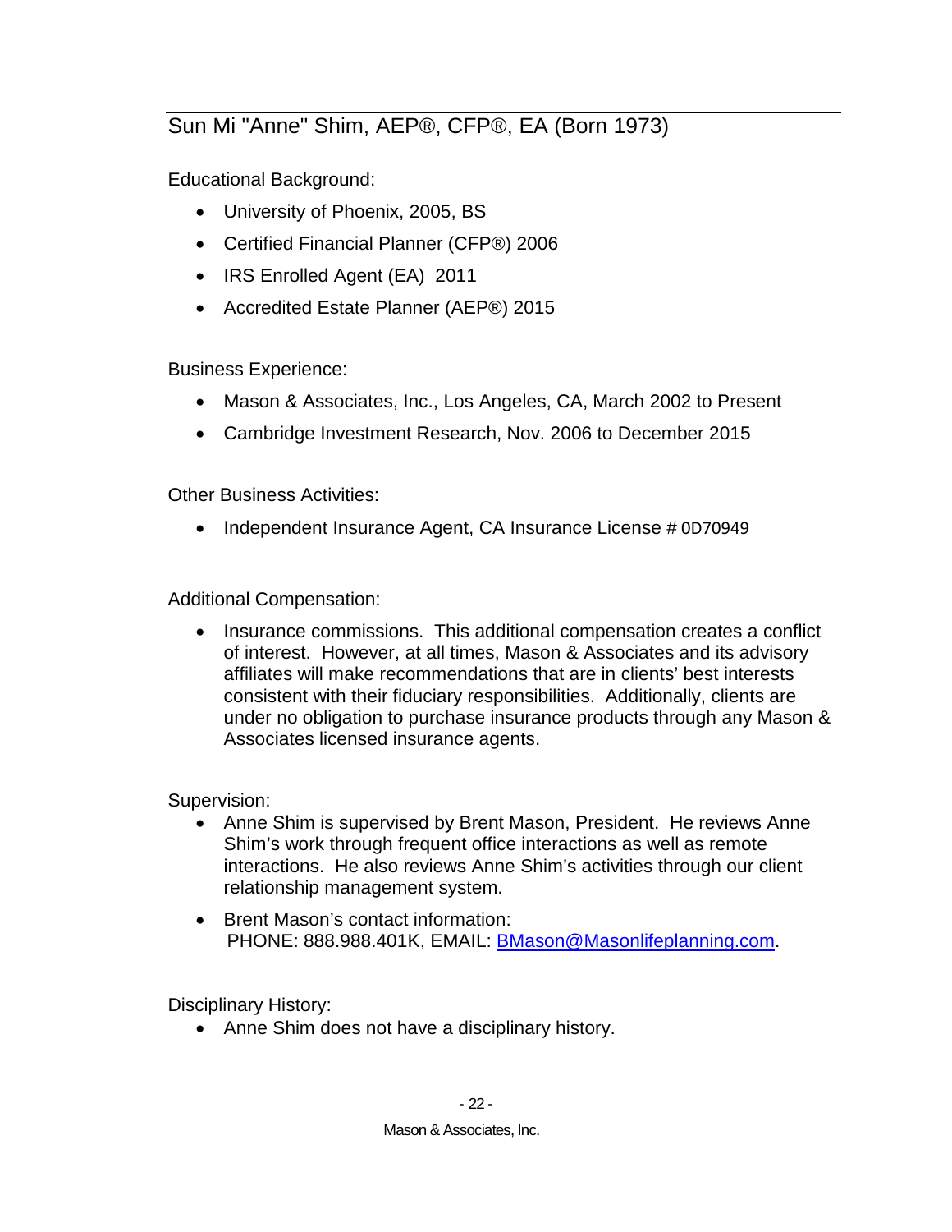## Sun Mi "Anne" Shim, AEP®, CFP®, EA (Born 1973)

Educational Background:

- University of Phoenix, 2005, BS
- Certified Financial Planner (CFP®) 2006
- IRS Enrolled Agent (EA) 2011
- Accredited Estate Planner (AEP®) 2015

Business Experience:

- Mason & Associates, Inc., Los Angeles, CA, March 2002 to Present
- Cambridge Investment Research, Nov. 2006 to December 2015

Other Business Activities:

- Independent Insurance Agent, CA Insurance License # 0D70949

Additional Compensation:

- Insurance commissions. This additional compensation creates a conflict of interest. However, at all times, Mason & Associates and its advisory affiliates will make recommendations that are in clients' best interests consistent with their fiduciary responsibilities. Additionally, clients are under no obligation to purchase insurance products through any Mason & Associates licensed insurance agents.

Supervision:

- Anne Shim is supervised by Brent Mason, President. He reviews Anne Shim's work through frequent office interactions as well as remote interactions. He also reviews Anne Shim's activities through our client relationship management system.
- Brent Mason's contact information:
  PHONE: 888.988.401K, EMAIL: BMason@Masonlifeplanning.com.

Disciplinary History:

- Anne Shim does not have a disciplinary history.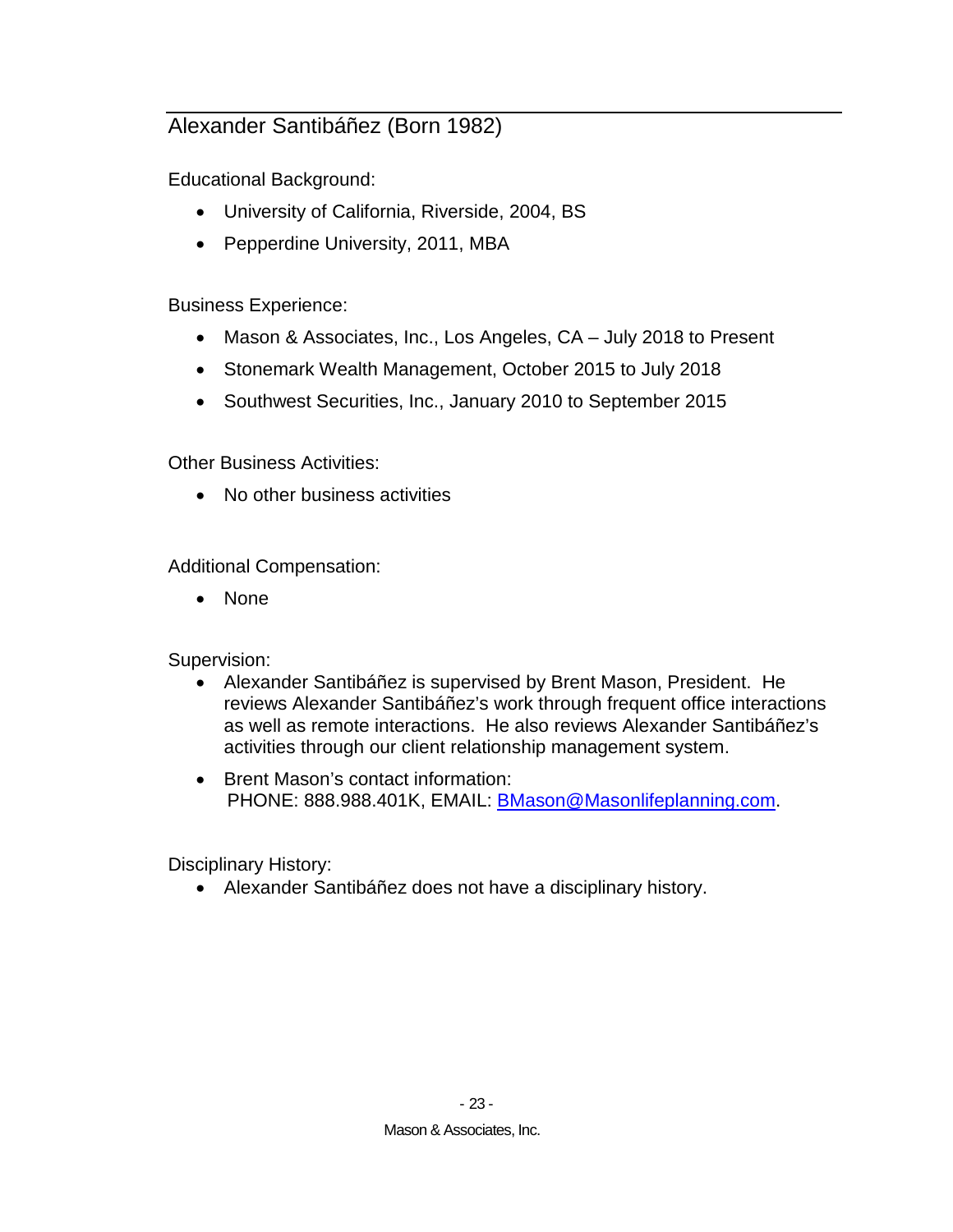## Alexander Santibáñez (Born 1982)

Educational Background:

- University of California, Riverside, 2004, BS
- Pepperdine University, 2011, MBA

Business Experience:

- Mason & Associates, Inc., Los Angeles, CA – July 2018 to Present
- Stonemark Wealth Management, October 2015 to July 2018
- Southwest Securities, Inc., January 2010 to September 2015

Other Business Activities:

- No other business activities

Additional Compensation:

- None

Supervision:

- Alexander Santibáñez is supervised by Brent Mason, President. He reviews Alexander Santibáñez's work through frequent office interactions as well as remote interactions. He also reviews Alexander Santibáñez's activities through our client relationship management system.
- Brent Mason's contact information:
  PHONE: 888.988.401K, EMAIL: BMason@Masonlifeplanning.com.

Disciplinary History:

- Alexander Santibáñez does not have a disciplinary history.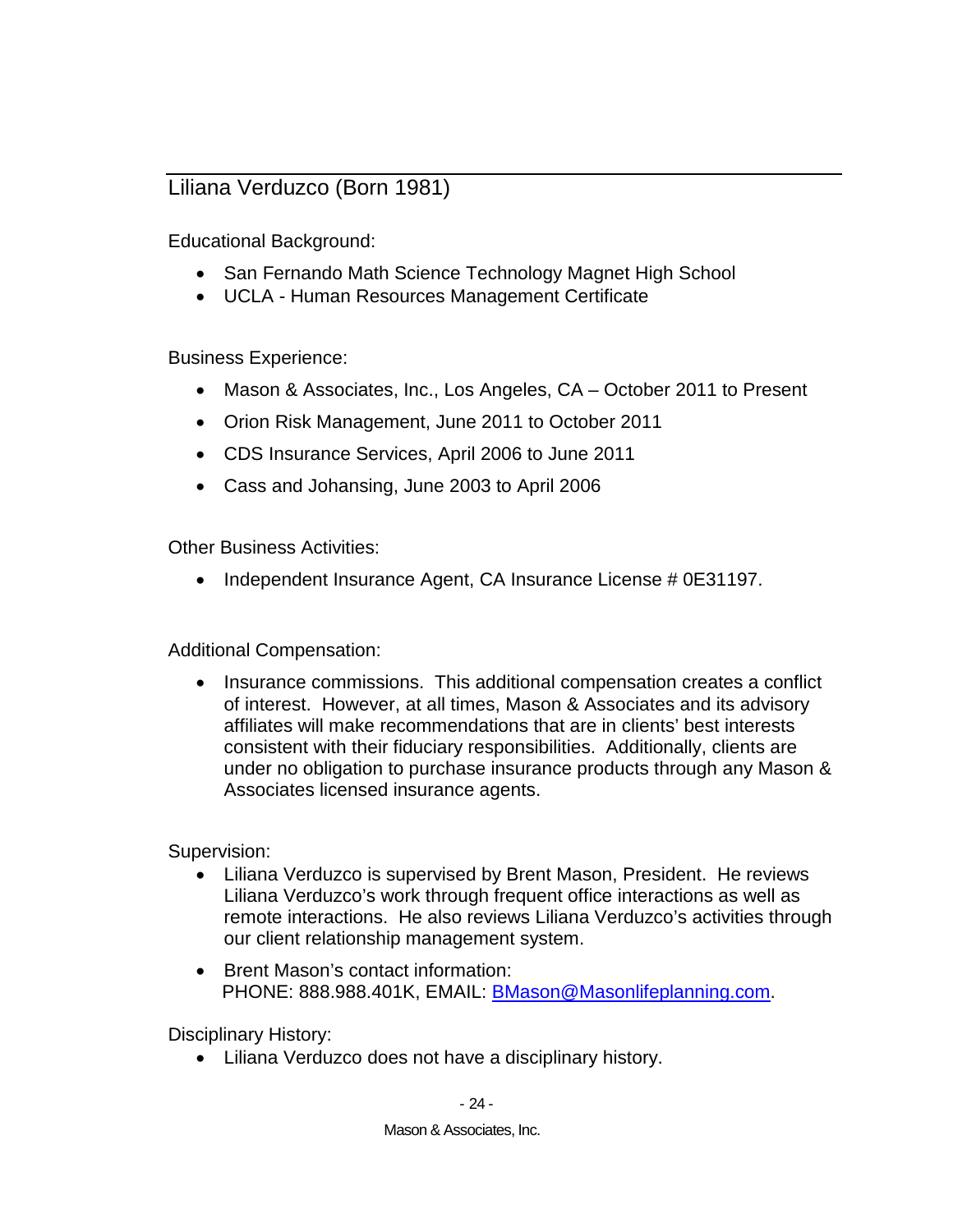## Liliana Verduzco (Born 1981)

Educational Background:

- San Fernando Math Science Technology Magnet High School
- UCLA - Human Resources Management Certificate

Business Experience:

- Mason & Associates, Inc., Los Angeles, CA – October 2011 to Present
- Orion Risk Management, June 2011 to October 2011
- CDS Insurance Services, April 2006 to June 2011
- Cass and Johansing, June 2003 to April 2006

Other Business Activities:

- Independent Insurance Agent, CA Insurance License # 0E31197.

Additional Compensation:

- Insurance commissions. This additional compensation creates a conflict of interest. However, at all times, Mason & Associates and its advisory affiliates will make recommendations that are in clients' best interests consistent with their fiduciary responsibilities. Additionally, clients are under no obligation to purchase insurance products through any Mason & Associates licensed insurance agents.

Supervision:

- Liliana Verduzco is supervised by Brent Mason, President. He reviews Liliana Verduzco's work through frequent office interactions as well as remote interactions. He also reviews Liliana Verduzco's activities through our client relationship management system.
- Brent Mason's contact information:
  PHONE: 888.988.401K, EMAIL: [BMason@Masonlifeplanning.com](mailto:BMason@Masonlifeplanning.com).

Disciplinary History:

- Liliana Verduzco does not have a disciplinary history.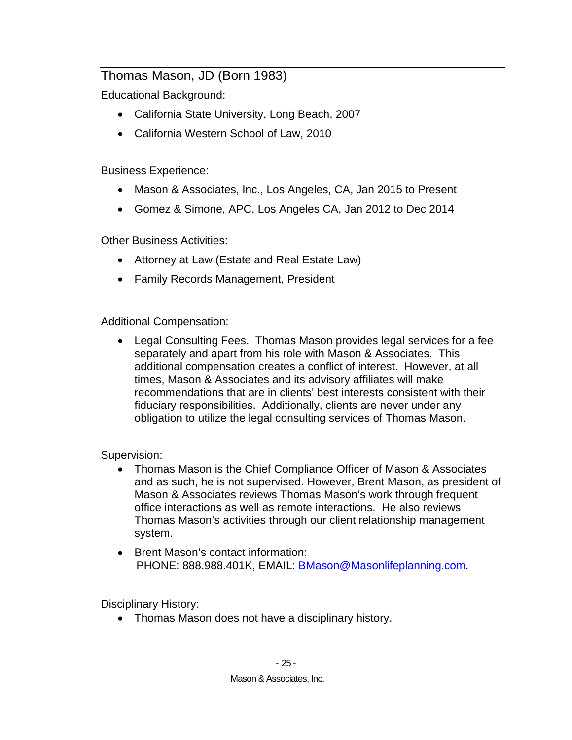## Thomas Mason, JD (Born 1983)

Educational Background:

- California State University, Long Beach, 2007
- California Western School of Law, 2010

Business Experience:

- Mason & Associates, Inc., Los Angeles, CA, Jan 2015 to Present
- Gomez & Simone, APC, Los Angeles CA, Jan 2012 to Dec 2014

Other Business Activities:

- Attorney at Law (Estate and Real Estate Law)
- Family Records Management, President

Additional Compensation:

- Legal Consulting Fees. Thomas Mason provides legal services for a fee separately and apart from his role with Mason & Associates. This additional compensation creates a conflict of interest. However, at all times, Mason & Associates and its advisory affiliates will make recommendations that are in clients' best interests consistent with their fiduciary responsibilities. Additionally, clients are never under any obligation to utilize the legal consulting services of Thomas Mason.

Supervision:

- Thomas Mason is the Chief Compliance Officer of Mason & Associates and as such, he is not supervised. However, Brent Mason, as president of Mason & Associates reviews Thomas Mason's work through frequent office interactions as well as remote interactions. He also reviews Thomas Mason's activities through our client relationship management system.
- Brent Mason's contact information:
  PHONE: 888.988.401K, EMAIL: BMason@Masonlifeplanning.com.

Disciplinary History:

- Thomas Mason does not have a disciplinary history.